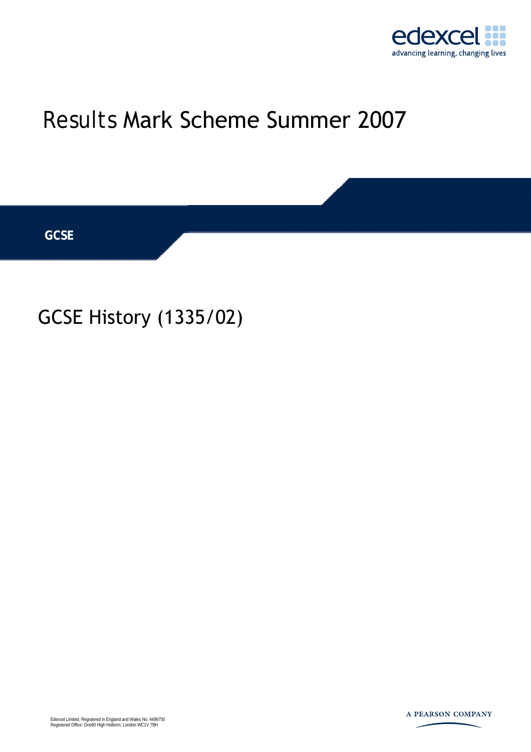edexcel
advancing learning, changing lives

# Results Mark Scheme Summer 2007

**GCSE**

## GCSE History (1335/02)

Edexcel Limited. Registered in England and Wales No. 4496750
Registered Office: One90 High Holborn, London WC1V 7BH

A PEARSON COMPANY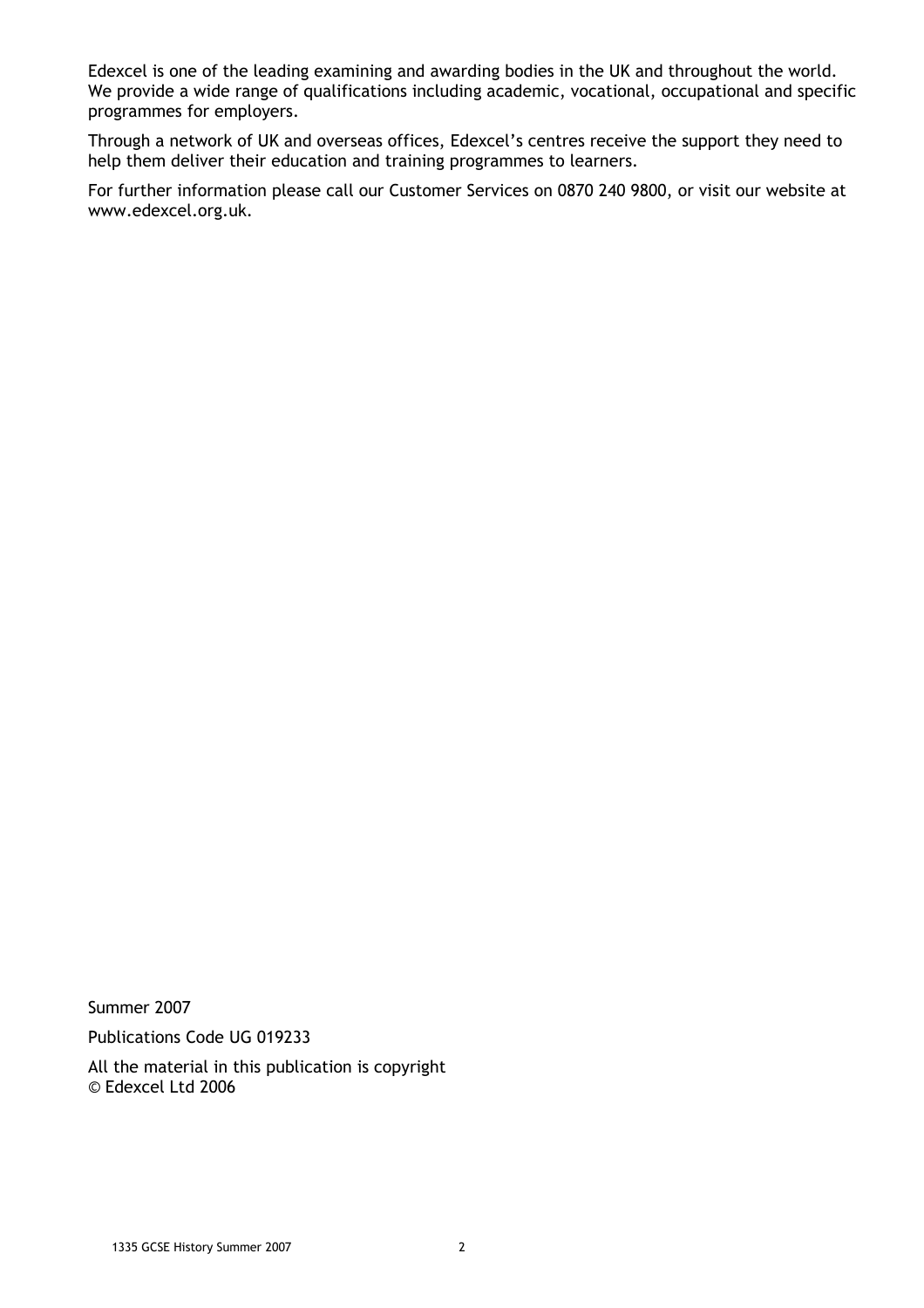Edexcel is one of the leading examining and awarding bodies in the UK and throughout the world. We provide a wide range of qualifications including academic, vocational, occupational and specific programmes for employers.

Through a network of UK and overseas offices, Edexcel's centres receive the support they need to help them deliver their education and training programmes to learners.

For further information please call our Customer Services on 0870 240 9800, or visit our website at www.edexcel.org.uk.

Summer 2007

Publications Code UG 019233

All the material in this publication is copyright
© Edexcel Ltd 2006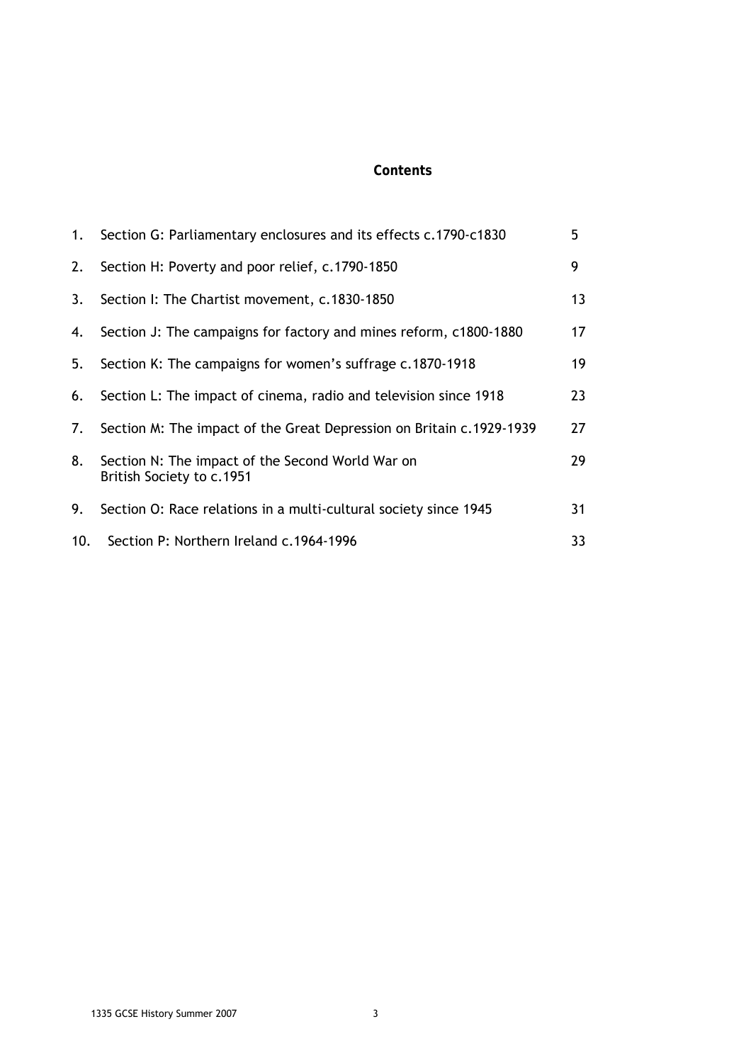## Contents

| | | |
|---|---|---|
| 1. | Section G: Parliamentary enclosures and its effects c.1790-c1830 | 5 |
| 2. | Section H: Poverty and poor relief, c.1790-1850 | 9 |
| 3. | Section I: The Chartist movement, c.1830-1850 | 13 |
| 4. | Section J: The campaigns for factory and mines reform, c1800-1880 | 17 |
| 5. | Section K: The campaigns for women's suffrage c.1870-1918 | 19 |
| 6. | Section L: The impact of cinema, radio and television since 1918 | 23 |
| 7. | Section M: The impact of the Great Depression on Britain c.1929-1939 | 27 |
| 8. | Section N: The impact of the Second World War on British Society to c.1951 | 29 |
| 9. | Section O: Race relations in a multi-cultural society since 1945 | 31 |
| 10. | Section P: Northern Ireland c.1964-1996 | 33 |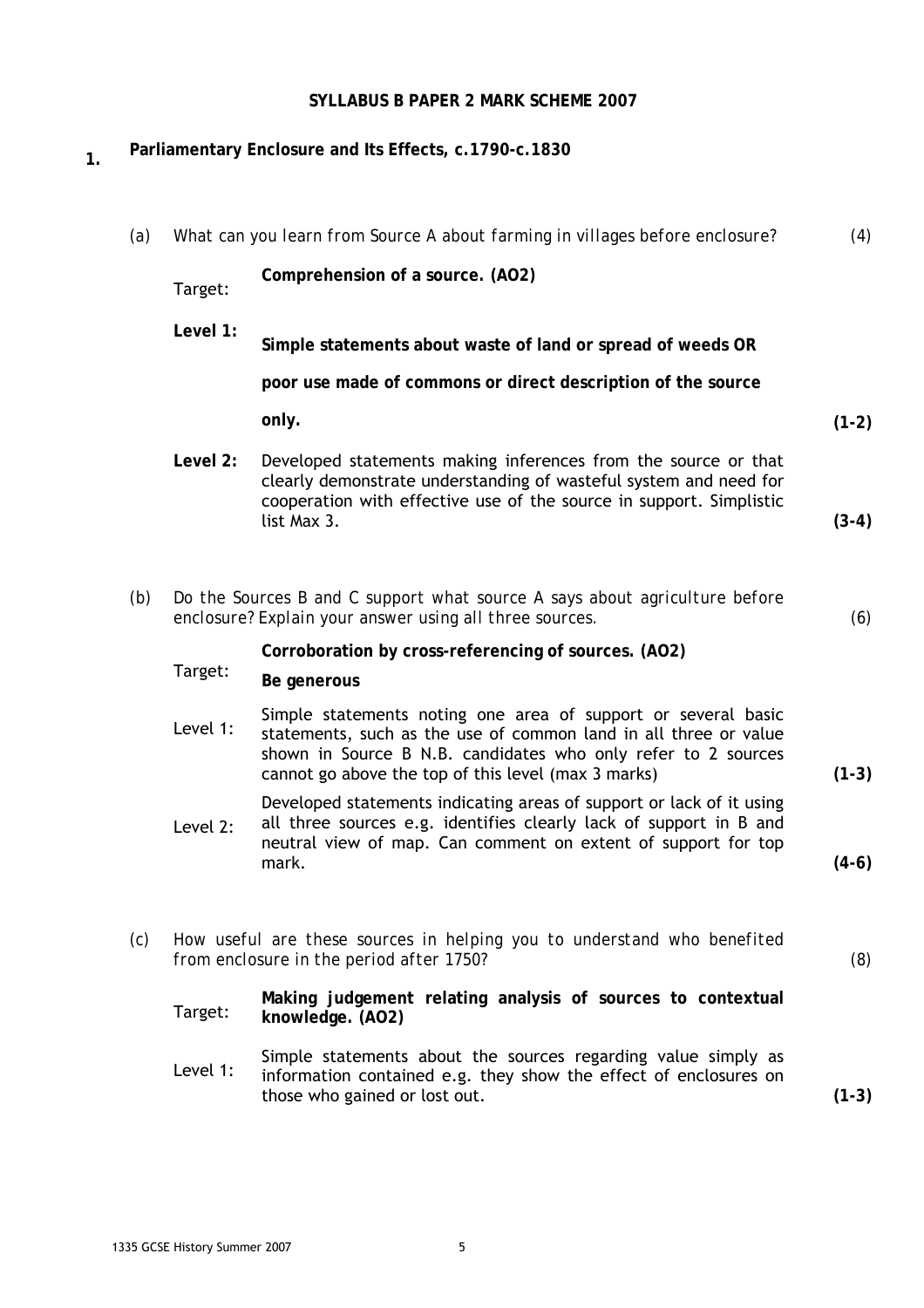**SYLLABUS B PAPER 2 MARK SCHEME 2007**

## 1. Parliamentary Enclosure and Its Effects, c.1790-c.1830

(a) *What can you learn from Source A about farming in villages before enclosure?* (4)

Target: **Comprehension of a source. (AO2)**

**Level 1:** **Simple statements about waste of land or spread of weeds OR poor use made of commons or direct description of the source only.** **(1-2)**

**Level 2:** Developed statements making inferences from the source or that clearly demonstrate understanding of wasteful system and need for cooperation with effective use of the source in support. Simplistic list Max 3. **(3-4)**

(b) *Do the Sources B and C support what source A says about agriculture before enclosure? Explain your answer using all three sources.* (6)

Target: **Corroboration by cross-referencing of sources. (AO2)**
**Be generous**

Level 1: Simple statements noting one area of support or several basic statements, such as the use of common land in all three or value shown in Source B N.B. candidates who only refer to 2 sources cannot go above the top of this level (max 3 marks) **(1-3)**

Level 2: Developed statements indicating areas of support or lack of it using all three sources e.g. identifies clearly lack of support in B and neutral view of map. Can comment on extent of support for top mark. **(4-6)**

(c) *How useful are these sources in helping you to understand who benefited from enclosure in the period after 1750?* (8)

Target: **Making judgement relating analysis of sources to contextual knowledge. (AO2)**

Level 1: Simple statements about the sources regarding value simply as information contained e.g. they show the effect of enclosures on those who gained or lost out. **(1-3)**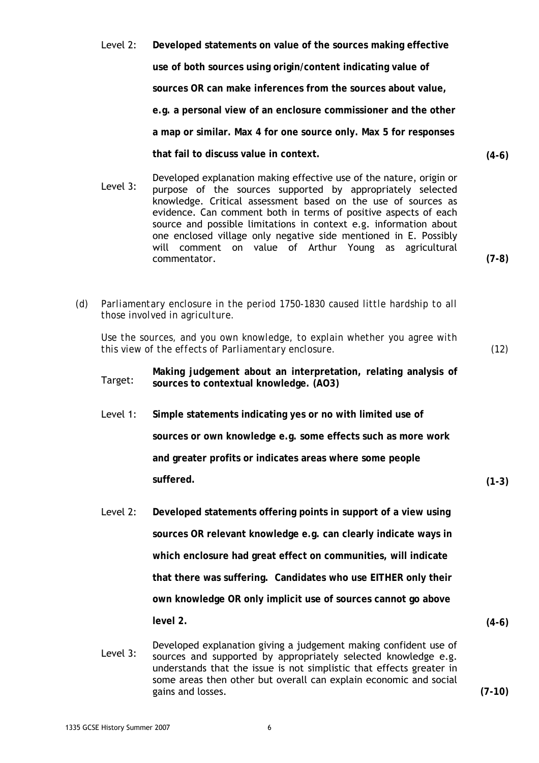Level 2: **Developed statements on value of the sources making effective use of both sources using origin/content indicating value of sources OR can make inferences from the sources about value, e.g. a personal view of an enclosure commissioner and the other a map or similar. Max 4 for one source only. Max 5 for responses that fail to discuss value in context.** **(4-6)**

Level 3: Developed explanation making effective use of the nature, origin or purpose of the sources supported by appropriately selected knowledge. Critical assessment based on the use of sources as evidence. Can comment both in terms of positive aspects of each source and possible limitations in context e.g. information about one enclosed village only negative side mentioned in E. Possibly will comment on value of Arthur Young as agricultural commentator. **(7-8)**

(d) *Parliamentary enclosure in the period 1750-1830 caused little hardship to all those involved in agriculture.*

*Use the sources, and you own knowledge, to explain whether you agree with this view of the effects of Parliamentary enclosure.* (12)

Target: **Making judgement about an interpretation, relating analysis of sources to contextual knowledge. (AO3)**

Level 1: **Simple statements indicating yes or no with limited use of sources or own knowledge e.g. some effects such as more work and greater profits or indicates areas where some people suffered.** **(1-3)**

Level 2: **Developed statements offering points in support of a view using sources OR relevant knowledge e.g. can clearly indicate ways in which enclosure had great effect on communities, will indicate that there was suffering. Candidates who use EITHER only their own knowledge OR only implicit use of sources cannot go above level 2.** **(4-6)**

Level 3: Developed explanation giving a judgement making confident use of sources and supported by appropriately selected knowledge e.g. understands that the issue is not simplistic that effects greater in some areas then other but overall can explain economic and social gains and losses. **(7-10)**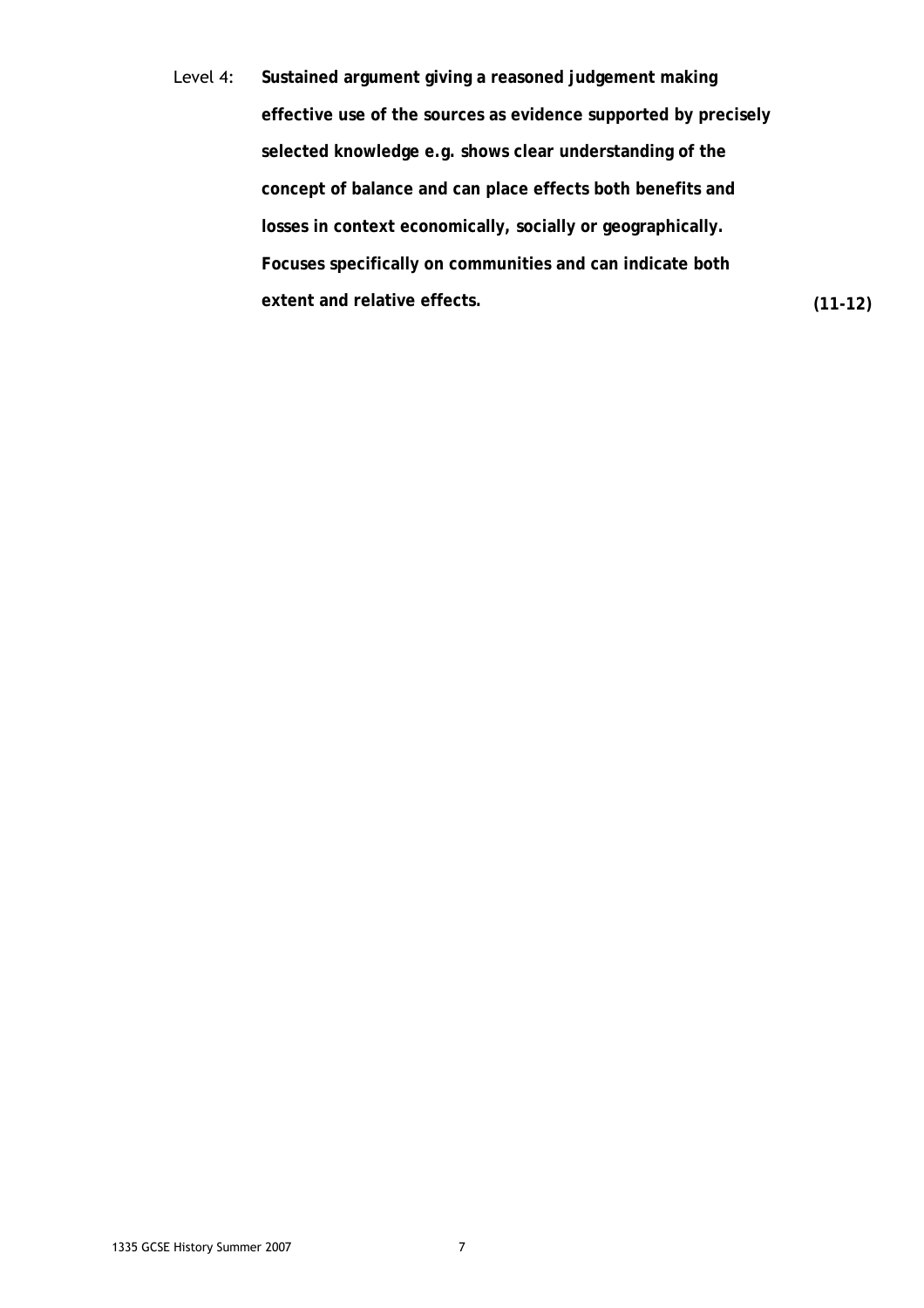Level 4: **Sustained argument giving a reasoned judgement making effective use of the sources as evidence supported by precisely selected knowledge e.g. shows clear understanding of the concept of balance and can place effects both benefits and losses in context economically, socially or geographically. Focuses specifically on communities and can indicate both extent and relative effects.** **(11-12)**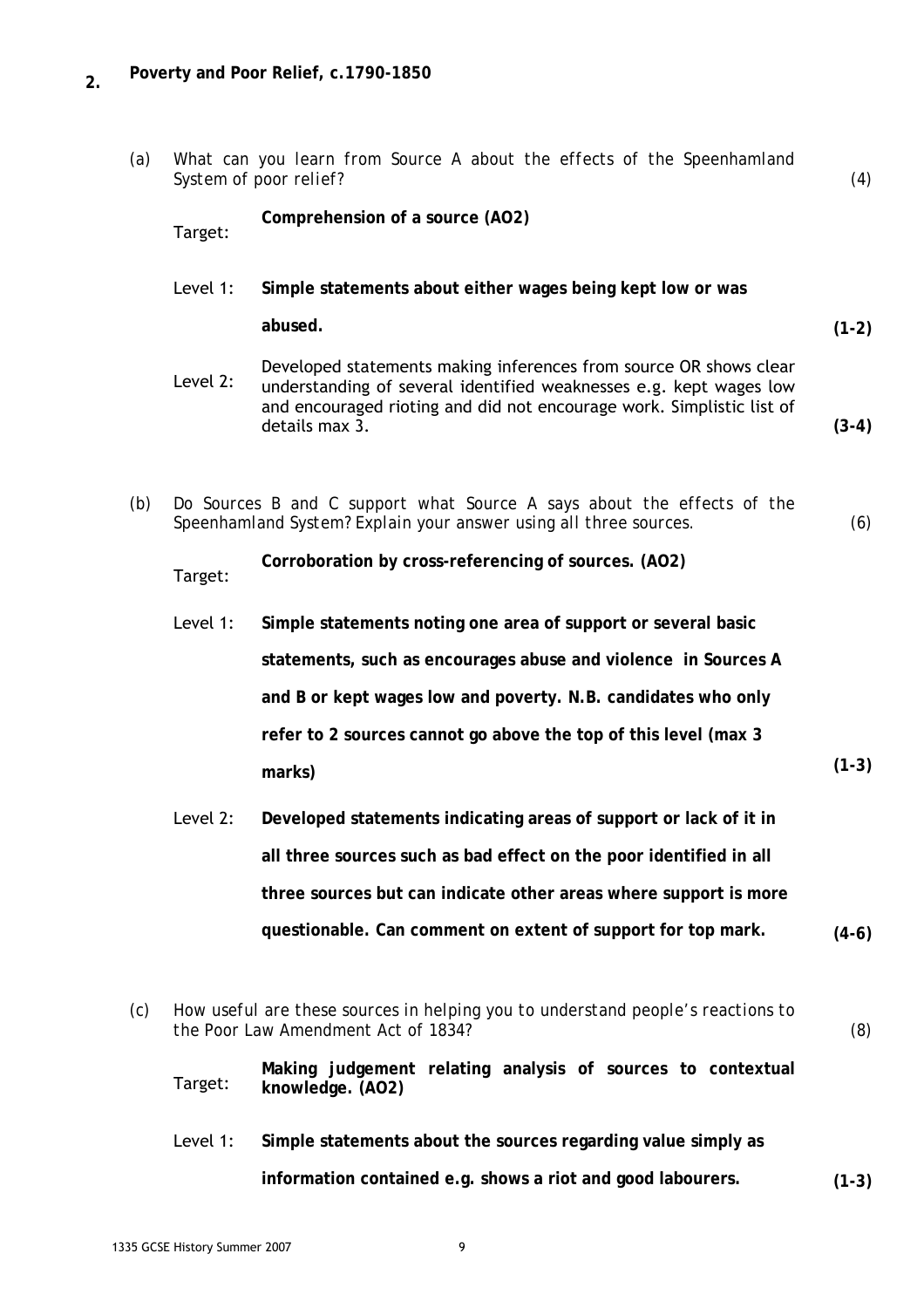## 2. Poverty and Poor Relief, c.1790-1850

(a) *What can you learn from Source A about the effects of the Speenhamland System of poor relief?* (4)

Target: **Comprehension of a source (AO2)**

Level 1: **Simple statements about either wages being kept low or was abused.** **(1-2)**

Level 2: Developed statements making inferences from source OR shows clear understanding of several identified weaknesses e.g. kept wages low and encouraged rioting and did not encourage work. Simplistic list of details max 3. **(3-4)**

(b) *Do Sources B and C support what Source A says about the effects of the Speenhamland System? Explain your answer using all three sources.* (6)

Target: **Corroboration by cross-referencing of sources. (AO2)**

Level 1: **Simple statements noting one area of support or several basic statements, such as encourages abuse and violence in Sources A and B or kept wages low and poverty. N.B. candidates who only refer to 2 sources cannot go above the top of this level (max 3 marks)** **(1-3)**

Level 2: **Developed statements indicating areas of support or lack of it in all three sources such as bad effect on the poor identified in all three sources but can indicate other areas where support is more questionable. Can comment on extent of support for top mark.** **(4-6)**

(c) *How useful are these sources in helping you to understand people's reactions to the Poor Law Amendment Act of 1834?* (8)

Target: **Making judgement relating analysis of sources to contextual knowledge. (AO2)**

Level 1: **Simple statements about the sources regarding value simply as information contained e.g. shows a riot and good labourers.** **(1-3)**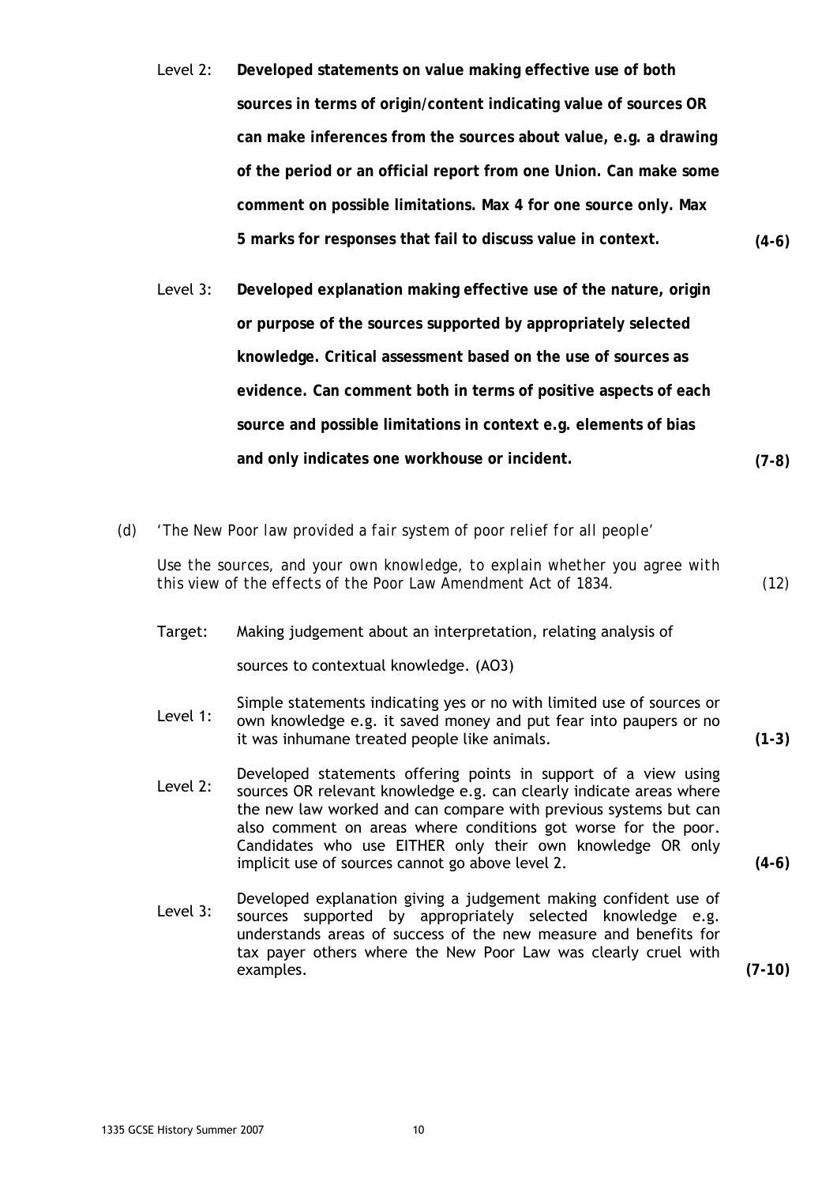Level 2: **Developed statements on value making effective use of both sources in terms of origin/content indicating value of sources OR can make inferences from the sources about value, e.g. a drawing of the period or an official report from one Union. Can make some comment on possible limitations. Max 4 for one source only. Max 5 marks for responses that fail to discuss value in context.** **(4-6)**

Level 3: **Developed explanation making effective use of the nature, origin or purpose of the sources supported by appropriately selected knowledge. Critical assessment based on the use of sources as evidence. Can comment both in terms of positive aspects of each source and possible limitations in context e.g. elements of bias and only indicates one workhouse or incident.** **(7-8)**

(d) *'The New Poor law provided a fair system of poor relief for all people'*

*Use the sources, and your own knowledge, to explain whether you agree with this view of the effects of the Poor Law Amendment Act of 1834.* (12)

Target: Making judgement about an interpretation, relating analysis of sources to contextual knowledge. (AO3)

Level 1: Simple statements indicating yes or no with limited use of sources or own knowledge e.g. it saved money and put fear into paupers or no it was inhumane treated people like animals. **(1-3)**

Level 2: Developed statements offering points in support of a view using sources OR relevant knowledge e.g. can clearly indicate areas where the new law worked and can compare with previous systems but can also comment on areas where conditions got worse for the poor. Candidates who use EITHER only their own knowledge OR only implicit use of sources cannot go above level 2. **(4-6)**

Level 3: Developed explanation giving a judgement making confident use of sources supported by appropriately selected knowledge e.g. understands areas of success of the new measure and benefits for tax payer others where the New Poor Law was clearly cruel with examples. **(7-10)**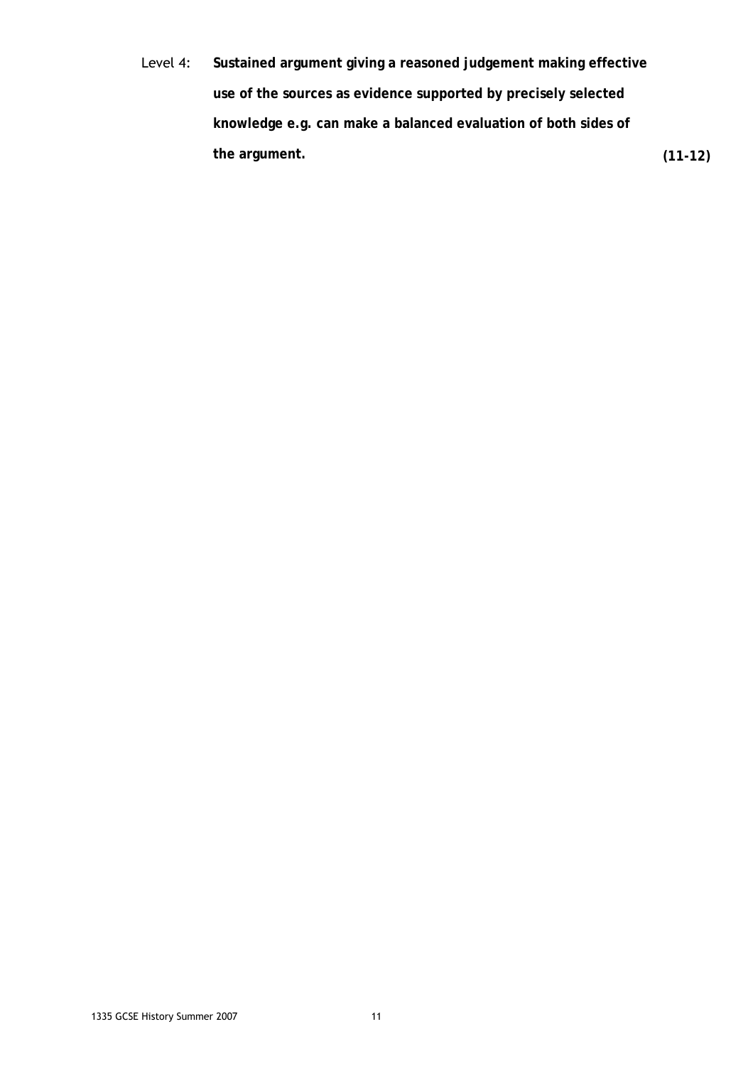Level 4: **Sustained argument giving a reasoned judgement making effective use of the sources as evidence supported by precisely selected knowledge e.g. can make a balanced evaluation of both sides of the argument.** **(11-12)**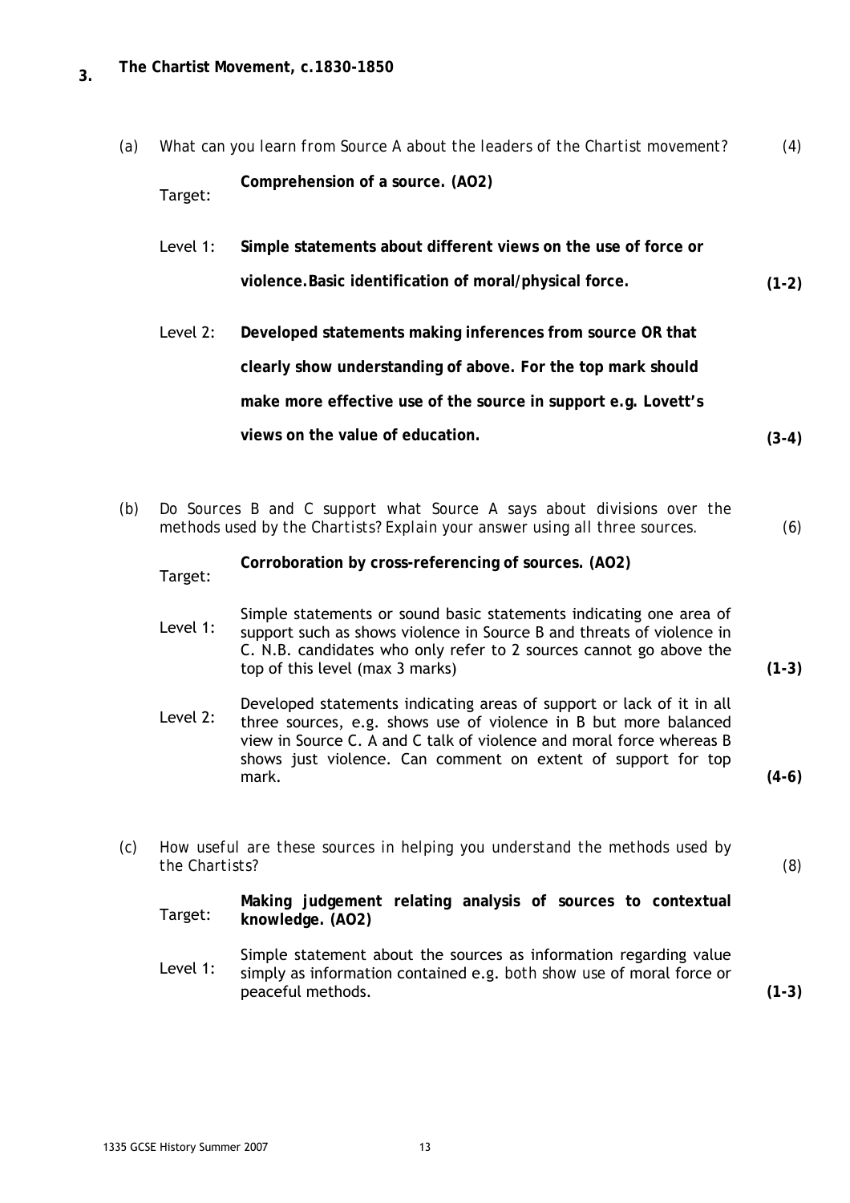## 3. The Chartist Movement, c.1830-1850

(a) *What can you learn from Source A about the leaders of the Chartist movement?* (4)

Target: **Comprehension of a source. (AO2)**

| | | |
|---|---|---|
| Level 1: | **Simple statements about different views on the use of force or violence. Basic identification of moral/physical force.** | **(1-2)** |
| Level 2: | **Developed statements making inferences from source OR that clearly show understanding of above. For the top mark should make more effective use of the source in support e.g. Lovett's views on the value of education.** | **(3-4)** |

(b) *Do Sources B and C support what Source A says about divisions over the methods used by the Chartists? Explain your answer using all three sources.* (6)

Target: **Corroboration by cross-referencing of sources. (AO2)**

| | | |
|---|---|---|
| Level 1: | Simple statements or sound basic statements indicating one area of support such as shows violence in Source B and threats of violence in C. N.B. candidates who only refer to 2 sources cannot go above the top of this level (max 3 marks) | **(1-3)** |
| Level 2: | Developed statements indicating areas of support or lack of it in all three sources, e.g. shows use of violence in B but more balanced view in Source C. A and C talk of violence and moral force whereas B shows just violence. Can comment on extent of support for top mark. | **(4-6)** |

(c) *How useful are these sources in helping you understand the methods used by the Chartists?* (8)

Target: **Making judgement relating analysis of sources to contextual knowledge. (AO2)**

| | | |
|---|---|---|
| Level 1: | Simple statement about the sources as information regarding value simply as information contained e.g. *both show use of moral force or* peaceful methods. | **(1-3)** |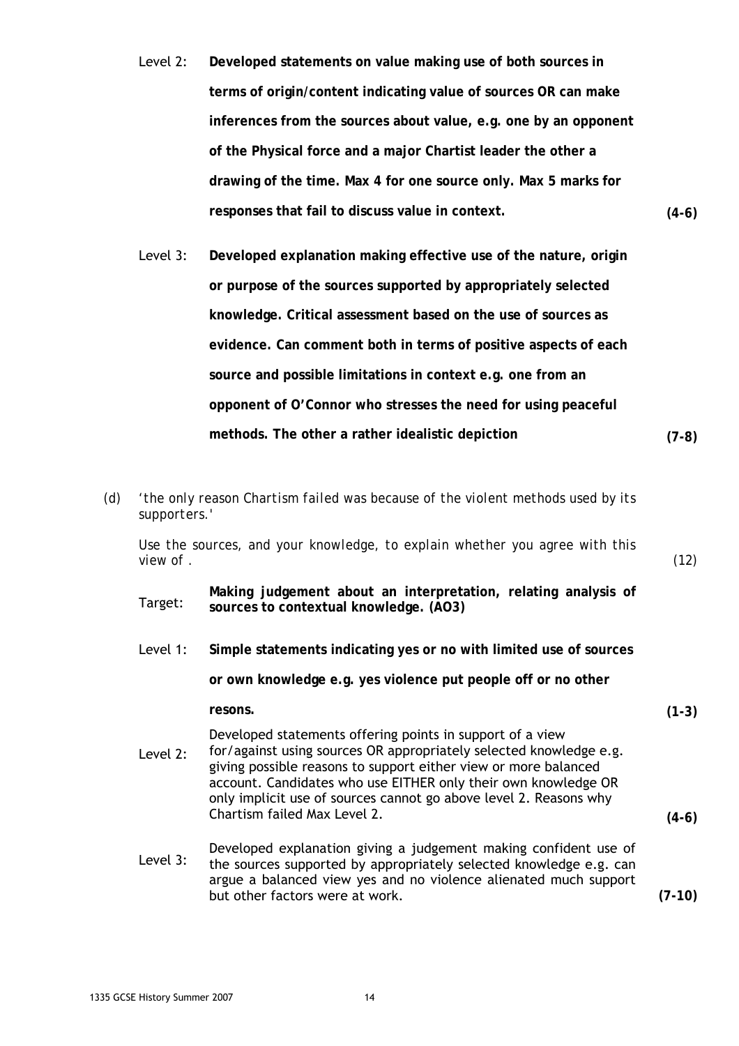Level 2: **Developed statements on value making use of both sources in terms of origin/content indicating value of sources OR can make inferences from the sources about value, e.g. one by an opponent of the Physical force and a major Chartist leader the other a drawing of the time. Max 4 for one source only. Max 5 marks for responses that fail to discuss value in context.** **(4-6)**

Level 3: **Developed explanation making effective use of the nature, origin or purpose of the sources supported by appropriately selected knowledge. Critical assessment based on the use of sources as evidence. Can comment both in terms of positive aspects of each source and possible limitations in context e.g. one from an opponent of O'Connor who stresses the need for using peaceful methods. The other a rather idealistic depiction** **(7-8)**

(d) *'the only reason Chartism failed was because of the violent methods used by its supporters.'*

*Use the sources, and your knowledge, to explain whether you agree with this view of .* (12)

Target: **Making judgement about an interpretation, relating analysis of sources to contextual knowledge. (AO3)**

Level 1: **Simple statements indicating yes or no with limited use of sources or own knowledge e.g. yes violence put people off or no other resons.** **(1-3)**

Level 2: Developed statements offering points in support of a view for/against using sources OR appropriately selected knowledge e.g. giving possible reasons to support either view or more balanced account. Candidates who use EITHER only their own knowledge OR only implicit use of sources cannot go above level 2. Reasons why Chartism failed Max Level 2. **(4-6)**

Level 3: Developed explanation giving a judgement making confident use of the sources supported by appropriately selected knowledge e.g. can argue a balanced view yes and no violence alienated much support but other factors were at work. **(7-10)**

1335 GCSE History Summer 2007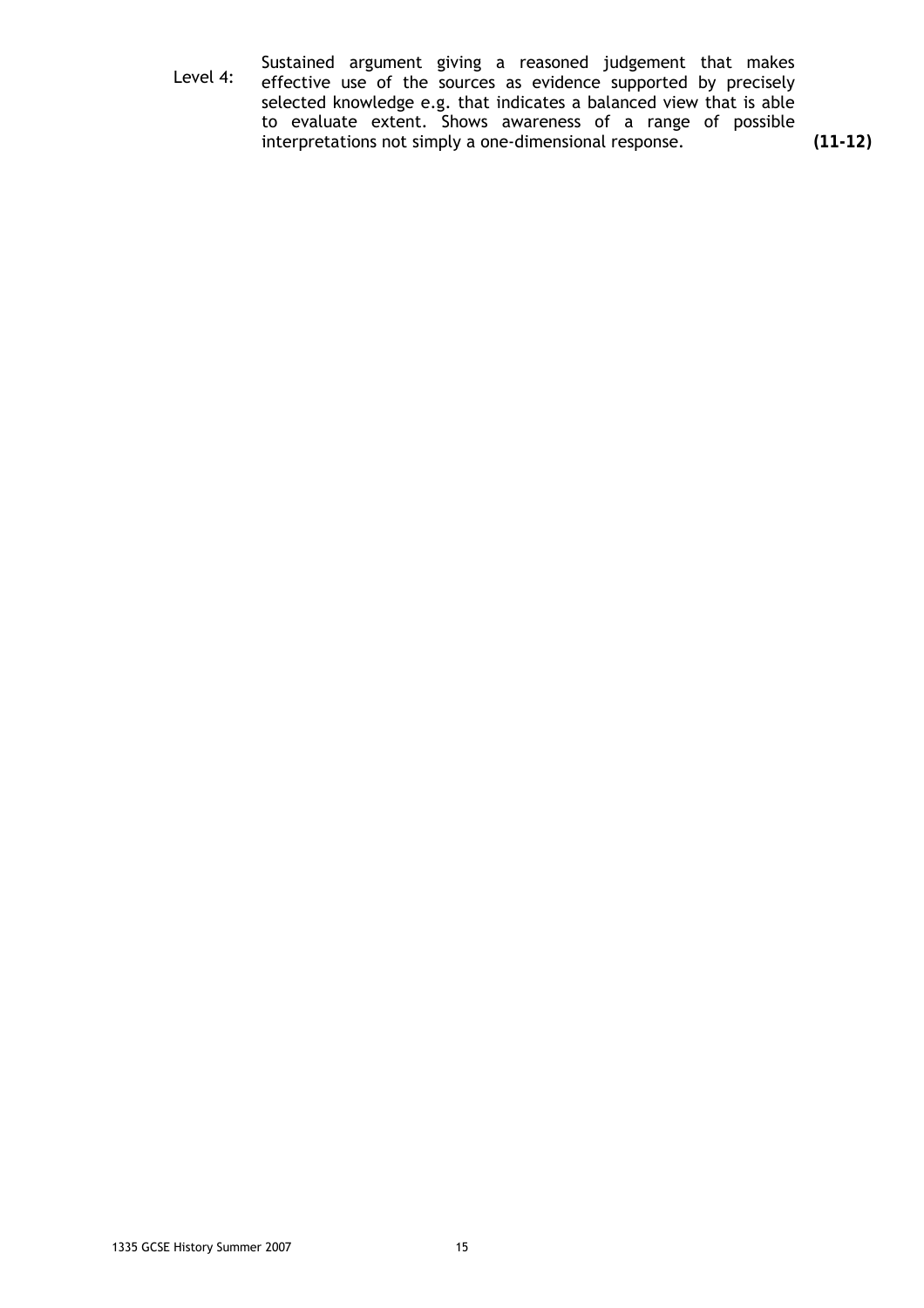Level 4: Sustained argument giving a reasoned judgement that makes effective use of the sources as evidence supported by precisely selected knowledge e.g. that indicates a balanced view that is able to evaluate extent. Shows awareness of a range of possible interpretations not simply a one-dimensional response. **(11-12)**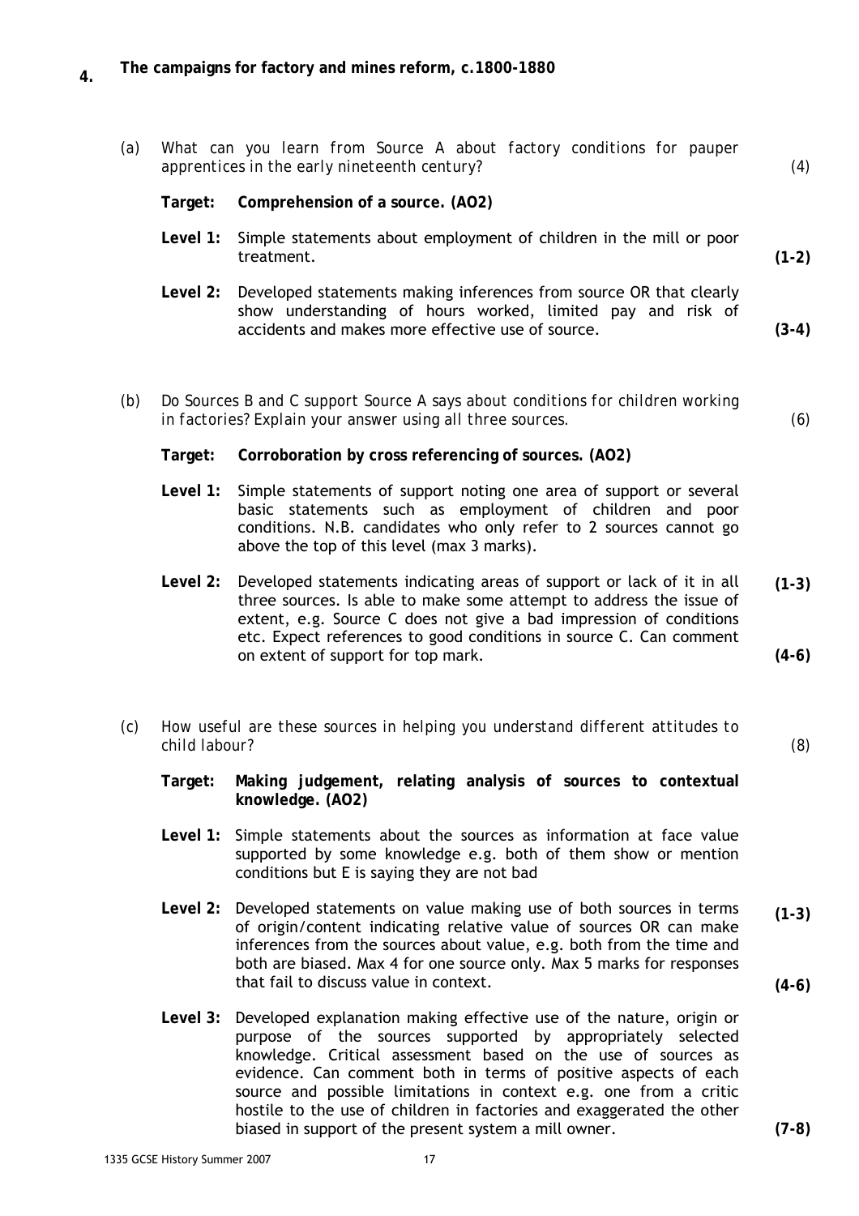## 4. The campaigns for factory and mines reform, c.1800-1880

(a) *What can you learn from Source A about factory conditions for pauper apprentices in the early nineteenth century?* (4)

**Target: Comprehension of a source. (AO2)**

**Level 1:** Simple statements about employment of children in the mill or poor treatment. **(1-2)**

**Level 2:** Developed statements making inferences from source OR that clearly show understanding of hours worked, limited pay and risk of accidents and makes more effective use of source. **(3-4)**

(b) *Do Sources B and C support Source A says about conditions for children working in factories? Explain your answer using all three sources.* (6)

**Target: Corroboration by cross referencing of sources. (AO2)**

**Level 1:** Simple statements of support noting one area of support or several basic statements such as employment of children and poor conditions. N.B. candidates who only refer to 2 sources cannot go above the top of this level (max 3 marks). **(1-3)**

**Level 2:** Developed statements indicating areas of support or lack of it in all three sources. Is able to make some attempt to address the issue of extent, e.g. Source C does not give a bad impression of conditions etc. Expect references to good conditions in source C. Can comment on extent of support for top mark. **(4-6)**

(c) *How useful are these sources in helping you understand different attitudes to child labour?* (8)

**Target: Making judgement, relating analysis of sources to contextual knowledge. (AO2)**

**Level 1:** Simple statements about the sources as information at face value supported by some knowledge e.g. both of them show or mention conditions but E is saying they are not bad **(1-3)**

**Level 2:** Developed statements on value making use of both sources in terms of origin/content indicating relative value of sources OR can make inferences from the sources about value, e.g. both from the time and both are biased. Max 4 for one source only. Max 5 marks for responses that fail to discuss value in context. **(4-6)**

**Level 3:** Developed explanation making effective use of the nature, origin or purpose of the sources supported by appropriately selected knowledge. Critical assessment based on the use of sources as evidence. Can comment both in terms of positive aspects of each source and possible limitations in context e.g. one from a critic hostile to the use of children in factories and exaggerated the other biased in support of the present system a mill owner. **(7-8)**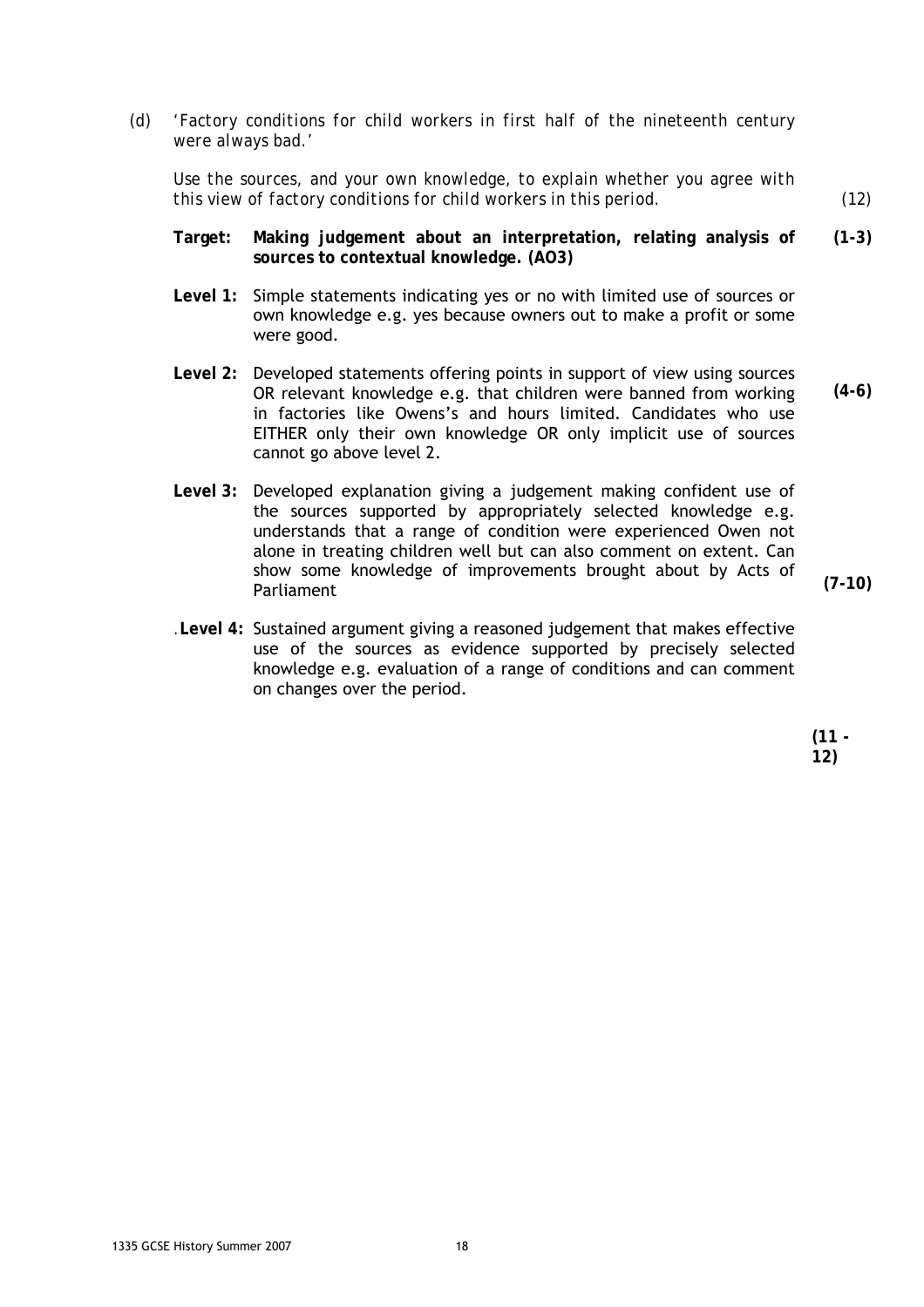(d) *'Factory conditions for child workers in first half of the nineteenth century were always bad.'*

*Use the sources, and your own knowledge, to explain whether you agree with this view of factory conditions for child workers in this period.* (12)

**Target: Making judgement about an interpretation, relating analysis of sources to contextual knowledge. (AO3)**

**Level 1:** Simple statements indicating yes or no with limited use of sources or own knowledge e.g. yes because owners out to make a profit or some were good. **(1-3)**

**Level 2:** Developed statements offering points in support of view using sources OR relevant knowledge e.g. that children were banned from working in factories like Owens's and hours limited. Candidates who use EITHER only their own knowledge OR only implicit use of sources cannot go above level 2. **(4-6)**

**Level 3:** Developed explanation giving a judgement making confident use of the sources supported by appropriately selected knowledge e.g. understands that a range of condition were experienced Owen not alone in treating children well but can also comment on extent. Can show some knowledge of improvements brought about by Acts of Parliament **(7-10)**

.**Level 4:** Sustained argument giving a reasoned judgement that makes effective use of the sources as evidence supported by precisely selected knowledge e.g. evaluation of a range of conditions and can comment on changes over the period. **(11 - 12)**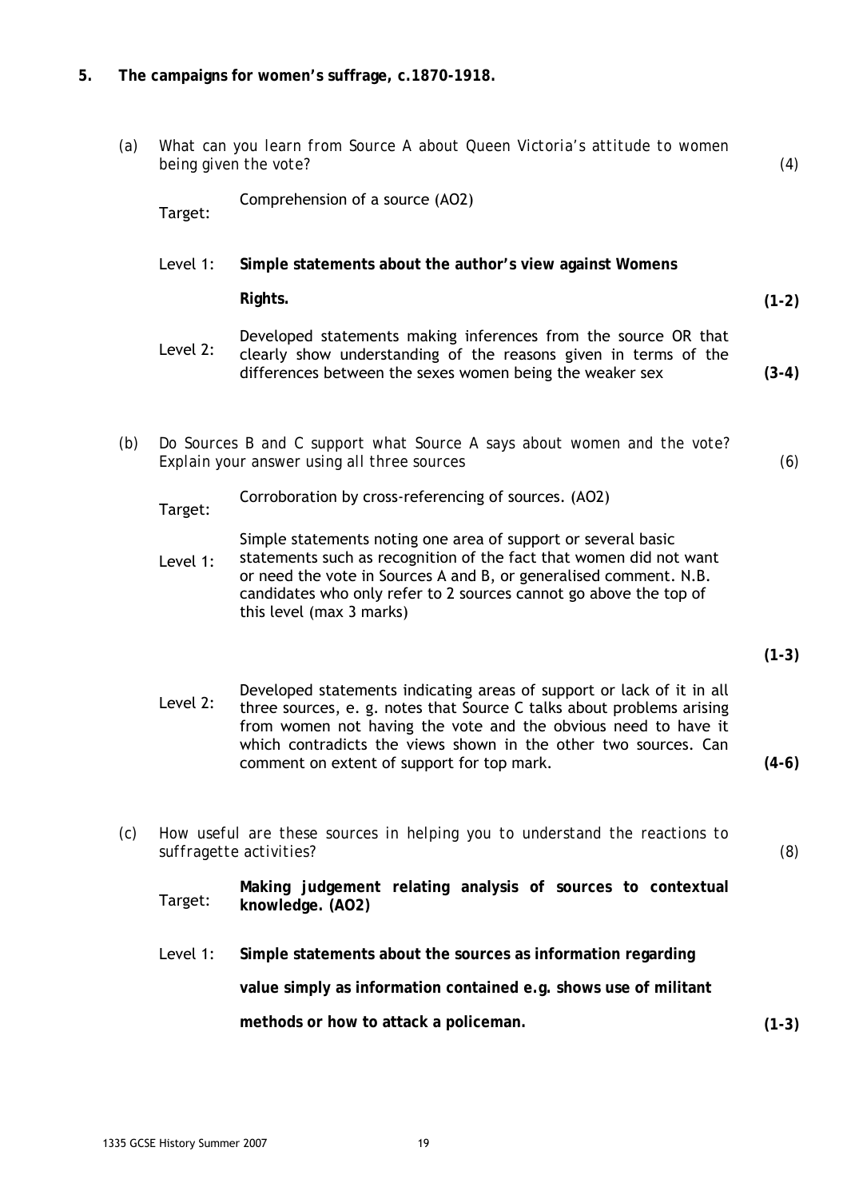## 5. The campaigns for women's suffrage, c.1870-1918.

**(a)** *What can you learn from Source A about Queen Victoria's attitude to women being given the vote?* (4)

Target: Comprehension of a source (AO2)

Level 1: **Simple statements about the author's view against Womens Rights.** **(1-2)**

Level 2: Developed statements making inferences from the source OR that clearly show understanding of the reasons given in terms of the differences between the sexes women being the weaker sex **(3-4)**

**(b)** *Do Sources B and C support what Source A says about women and the vote? Explain your answer using all three sources* (6)

Target: Corroboration by cross-referencing of sources. (AO2)

Level 1: Simple statements noting one area of support or several basic statements such as recognition of the fact that women did not want or need the vote in Sources A and B, or generalised comment. N.B. candidates who only refer to 2 sources cannot go above the top of this level (max 3 marks) **(1-3)**

Level 2: Developed statements indicating areas of support or lack of it in all three sources, e. g. notes that Source C talks about problems arising from women not having the vote and the obvious need to have it which contradicts the views shown in the other two sources. Can comment on extent of support for top mark. **(4-6)**

**(c)** *How useful are these sources in helping you to understand the reactions to suffragette activities?* (8)

Target: **Making judgement relating analysis of sources to contextual knowledge. (AO2)**

Level 1: **Simple statements about the sources as information regarding value simply as information contained e.g. shows use of militant methods or how to attack a policeman.** **(1-3)**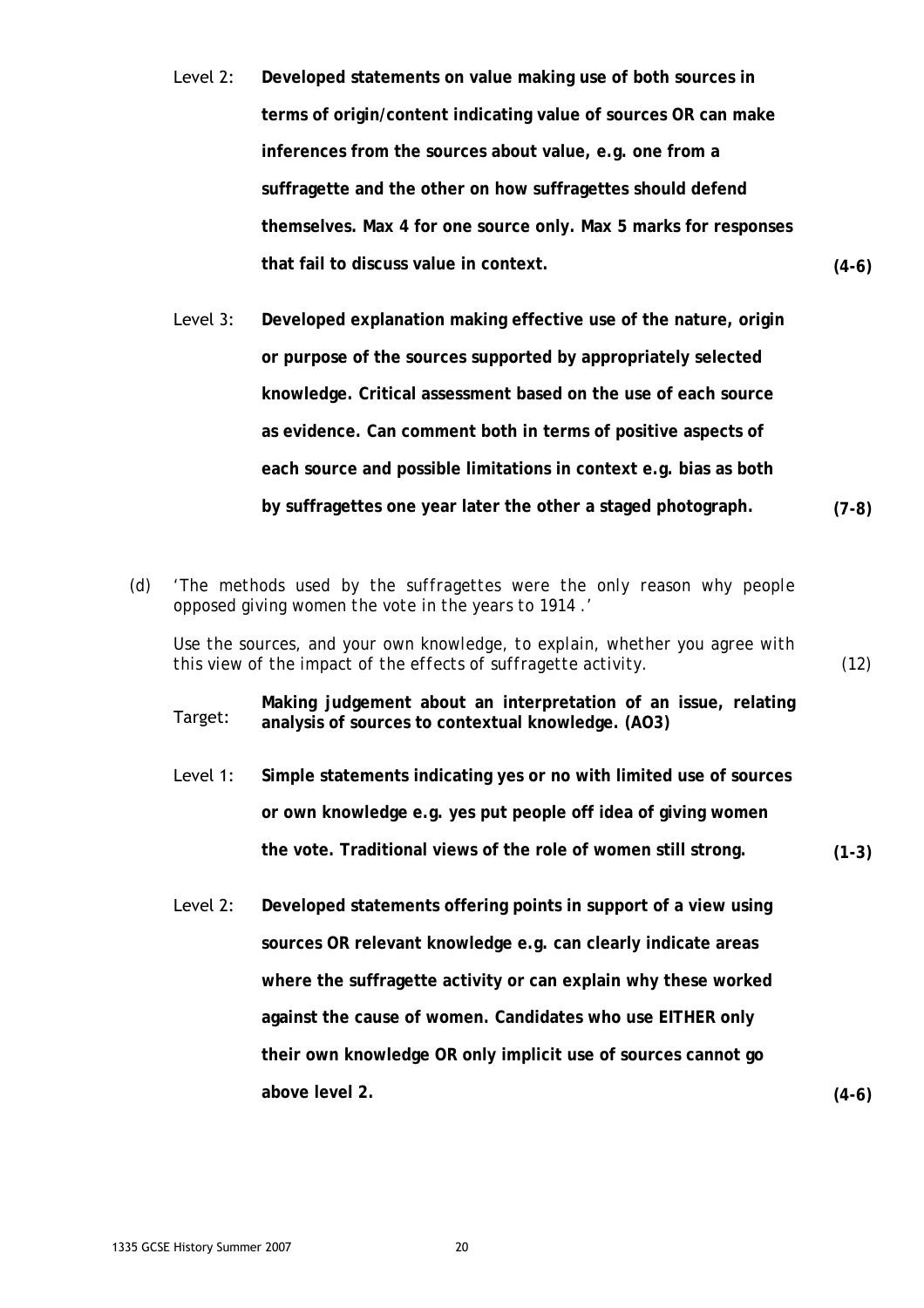Level 2: **Developed statements on value making use of both sources in terms of origin/content indicating value of sources OR can make inferences from the sources about value, e.g. one from a suffragette and the other on how suffragettes should defend themselves. Max 4 for one source only. Max 5 marks for responses that fail to discuss value in context.** **(4-6)**

Level 3: **Developed explanation making effective use of the nature, origin or purpose of the sources supported by appropriately selected knowledge. Critical assessment based on the use of each source as evidence. Can comment both in terms of positive aspects of each source and possible limitations in context e.g. bias as both by suffragettes one year later the other a staged photograph.** **(7-8)**

(d) *'The methods used by the suffragettes were the only reason why people opposed giving women the vote in the years to 1914 .'*

*Use the sources, and your own knowledge, to explain, whether you agree with this view of the impact of the effects of suffragette activity.* (12)

Target: **Making judgement about an interpretation of an issue, relating analysis of sources to contextual knowledge. (AO3)**

Level 1: **Simple statements indicating yes or no with limited use of sources or own knowledge e.g. yes put people off idea of giving women the vote. Traditional views of the role of women still strong.** **(1-3)**

Level 2: **Developed statements offering points in support of a view using sources OR relevant knowledge e.g. can clearly indicate areas where the suffragette activity or can explain why these worked against the cause of women. Candidates who use EITHER only their own knowledge OR only implicit use of sources cannot go above level 2.** **(4-6)**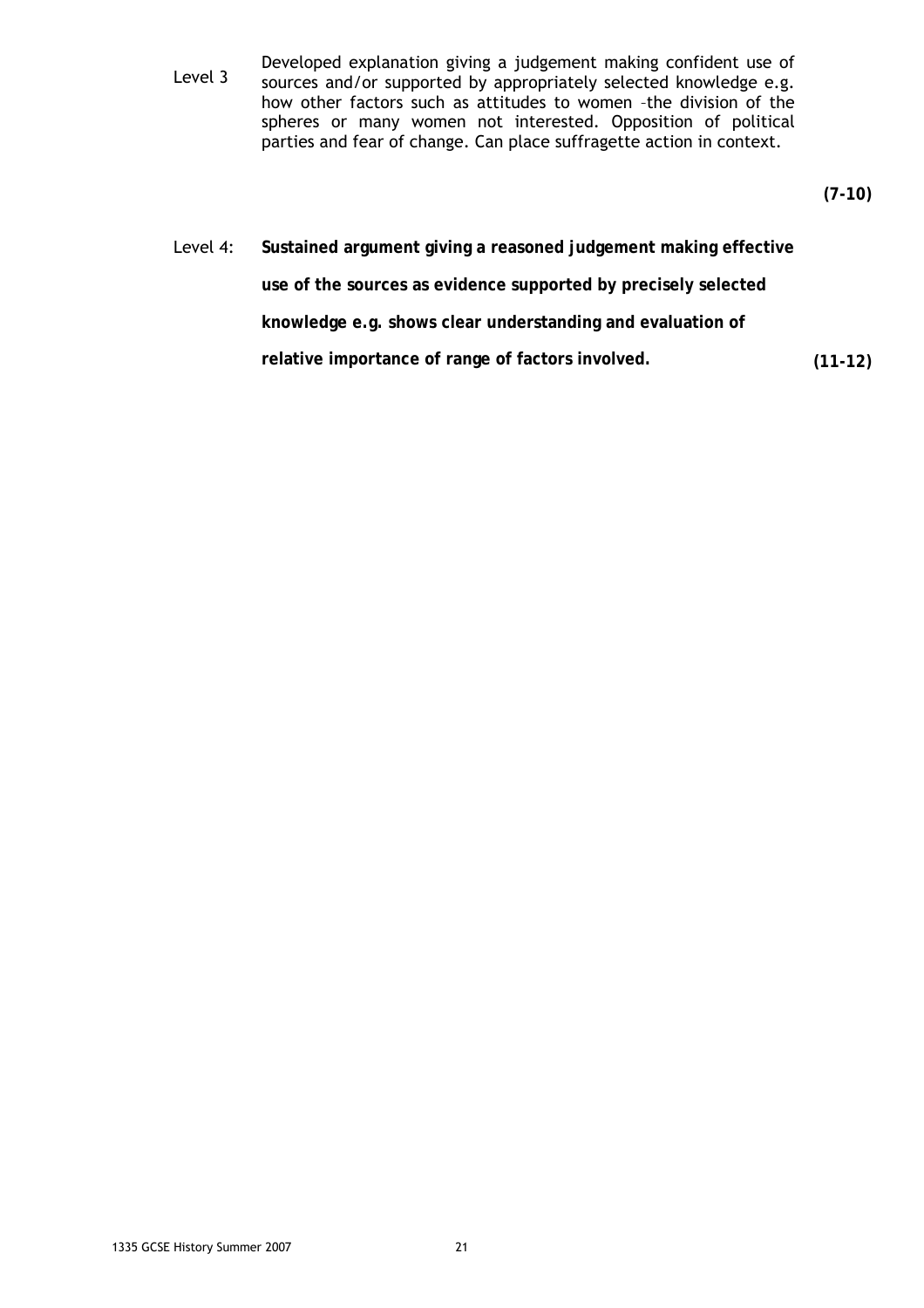Level 3 Developed explanation giving a judgement making confident use of sources and/or supported by appropriately selected knowledge e.g. how other factors such as attitudes to women –the division of the spheres or many women not interested. Opposition of political parties and fear of change. Can place suffragette action in context.

**(7-10)**

Level 4: **Sustained argument giving a reasoned judgement making effective use of the sources as evidence supported by precisely selected knowledge e.g. shows clear understanding and evaluation of relative importance of range of factors involved.** **(11-12)**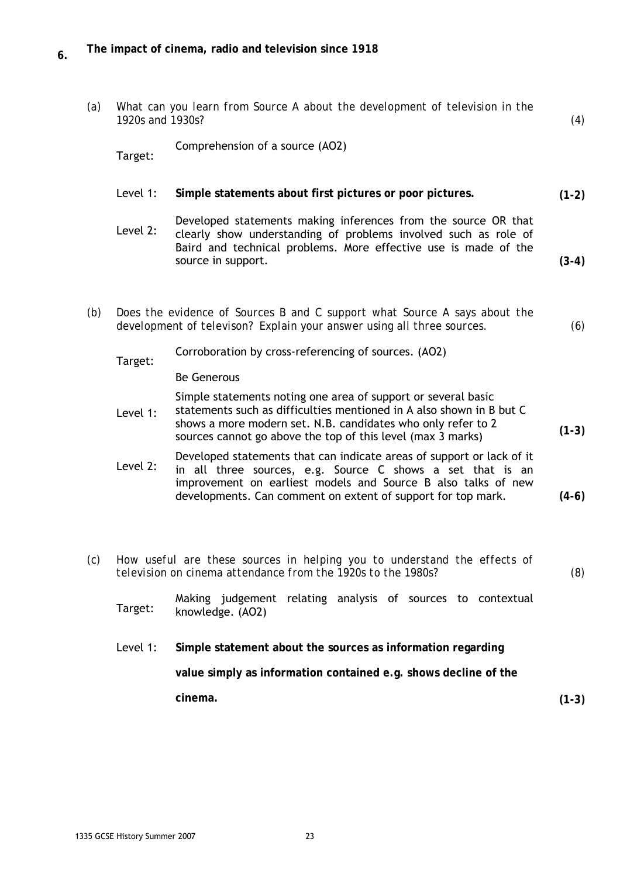## 6. The impact of cinema, radio and television since 1918

(a) *What can you learn from Source A about the development of television in the 1920s and 1930s?* (4)

Target: Comprehension of a source (AO2)

Level 1: **Simple statements about first pictures or poor pictures.** **(1-2)**

Level 2: Developed statements making inferences from the source OR that clearly show understanding of problems involved such as role of Baird and technical problems. More effective use is made of the source in support. **(3-4)**

(b) *Does the evidence of Sources B and C support what Source A says about the development of televison? Explain your answer using all three sources.* (6)

Target: Corroboration by cross-referencing of sources. (AO2)

Be Generous

Level 1: Simple statements noting one area of support or several basic statements such as difficulties mentioned in A also shown in B but C shows a more modern set. N.B. candidates who only refer to 2 sources cannot go above the top of this level (max 3 marks) **(1-3)**

Level 2: Developed statements that can indicate areas of support or lack of it in all three sources, e.g. Source C shows a set that is an improvement on earliest models and Source B also talks of new developments. Can comment on extent of support for top mark. **(4-6)**

(c) *How useful are these sources in helping you to understand the effects of television on cinema attendance from the 1920s to the 1980s?* (8)

Target: Making judgement relating analysis of sources to contextual knowledge. (AO2)

Level 1: **Simple statement about the sources as information regarding value simply as information contained e.g. shows decline of the cinema.** **(1-3)**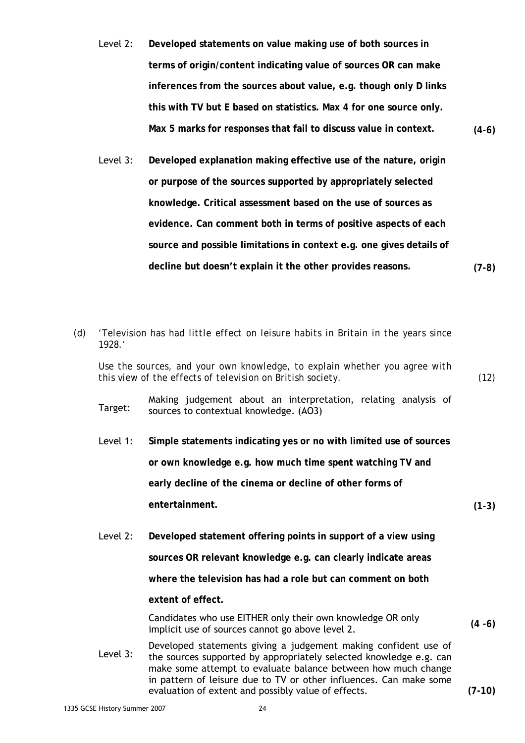Level 2: **Developed statements on value making use of both sources in terms of origin/content indicating value of sources OR can make inferences from the sources about value, e.g. though only D links this with TV but E based on statistics. Max 4 for one source only. Max 5 marks for responses that fail to discuss value in context.** **(4-6)**

Level 3: **Developed explanation making effective use of the nature, origin or purpose of the sources supported by appropriately selected knowledge. Critical assessment based on the use of sources as evidence. Can comment both in terms of positive aspects of each source and possible limitations in context e.g. one gives details of decline but doesn't explain it the other provides reasons.** **(7-8)**

(d) *'Television has had little effect on leisure habits in Britain in the years since 1928.'*

*Use the sources, and your own knowledge, to explain whether you agree with this view of the effects of television on British society.* (12)

Target: Making judgement about an interpretation, relating analysis of sources to contextual knowledge. (AO3)

Level 1: **Simple statements indicating yes or no with limited use of sources or own knowledge e.g. how much time spent watching TV and early decline of the cinema or decline of other forms of entertainment.** **(1-3)**

Level 2: **Developed statement offering points in support of a view using sources OR relevant knowledge e.g. can clearly indicate areas where the television has had a role but can comment on both extent of effect.**

Candidates who use EITHER only their own knowledge OR only implicit use of sources cannot go above level 2. **(4 -6)**

Level 3: Developed statements giving a judgement making confident use of the sources supported by appropriately selected knowledge e.g. can make some attempt to evaluate balance between how much change in pattern of leisure due to TV or other influences. Can make some evaluation of extent and possibly value of effects. **(7-10)**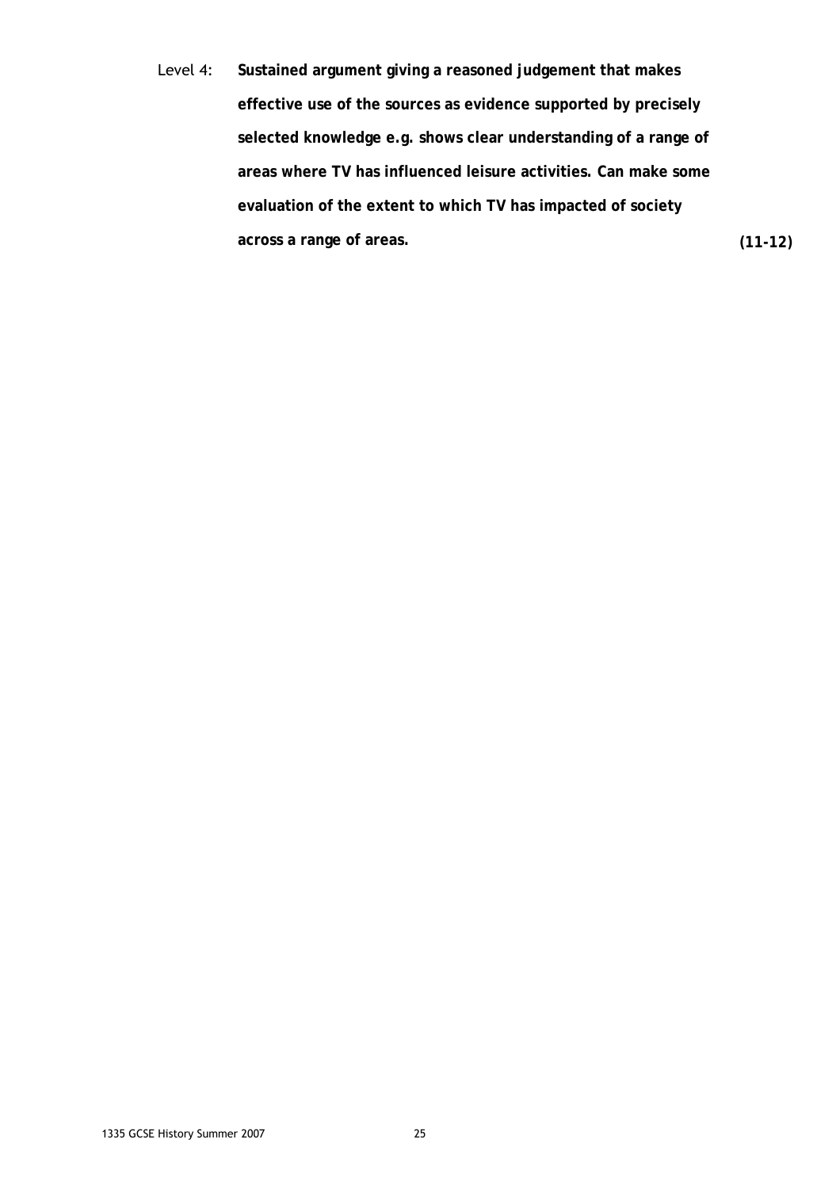Level 4: **Sustained argument giving a reasoned judgement that makes effective use of the sources as evidence supported by precisely selected knowledge e.g. shows clear understanding of a range of areas where TV has influenced leisure activities. Can make some evaluation of the extent to which TV has impacted of society across a range of areas.** ***(11-12)***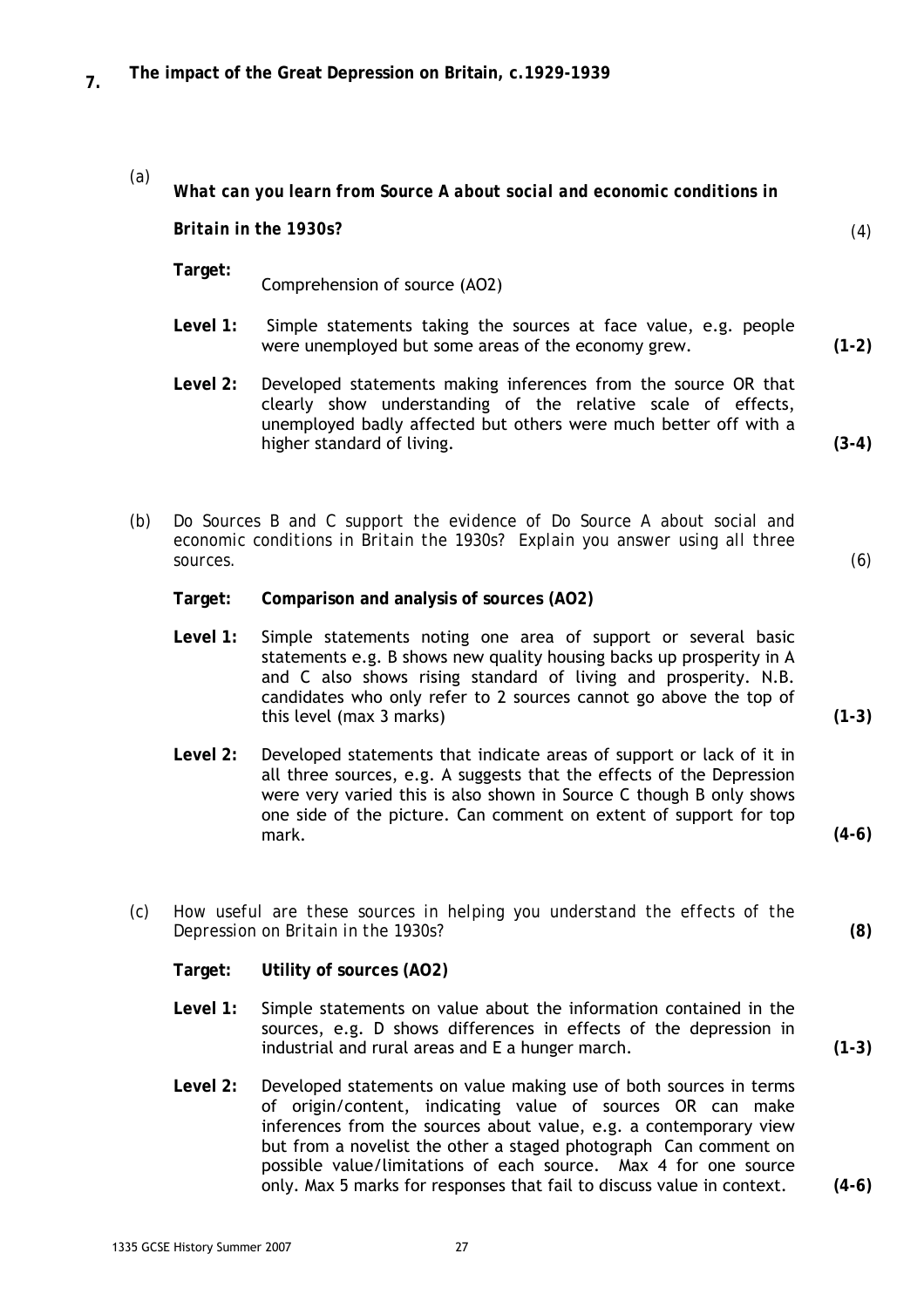## 7. The impact of the Great Depression on Britain, c.1929-1939

(a) ***What can you learn from Source A about social and economic conditions in Britain in the 1930s?*** (4)

**Target:** Comprehension of source (AO2)

**Level 1:** Simple statements taking the sources at face value, e.g. people were unemployed but some areas of the economy grew. **(1-2)**

**Level 2:** Developed statements making inferences from the source OR that clearly show understanding of the relative scale of effects, unemployed badly affected but others were much better off with a higher standard of living. **(3-4)**

(b) *Do Sources B and C support the evidence of Do Source A about social and economic conditions in Britain the 1930s? Explain you answer using all three sources.* (6)

**Target: Comparison and analysis of sources (AO2)**

**Level 1:** Simple statements noting one area of support or several basic statements e.g. B shows new quality housing backs up prosperity in A and C also shows rising standard of living and prosperity. N.B. candidates who only refer to 2 sources cannot go above the top of this level (max 3 marks) **(1-3)**

**Level 2:** Developed statements that indicate areas of support or lack of it in all three sources, e.g. A suggests that the effects of the Depression were very varied this is also shown in Source C though B only shows one side of the picture. Can comment on extent of support for top mark. **(4-6)**

(c) *How useful are these sources in helping you understand the effects of the Depression on Britain in the 1930s?* **(8)**

**Target: Utility of sources (AO2)**

**Level 1:** Simple statements on value about the information contained in the sources, e.g. D shows differences in effects of the depression in industrial and rural areas and E a hunger march. **(1-3)**

**Level 2:** Developed statements on value making use of both sources in terms of origin/content, indicating value of sources OR can make inferences from the sources about value, e.g. a contemporary view but from a novelist the other a staged photograph Can comment on possible value/limitations of each source. Max 4 for one source only. Max 5 marks for responses that fail to discuss value in context. **(4-6)**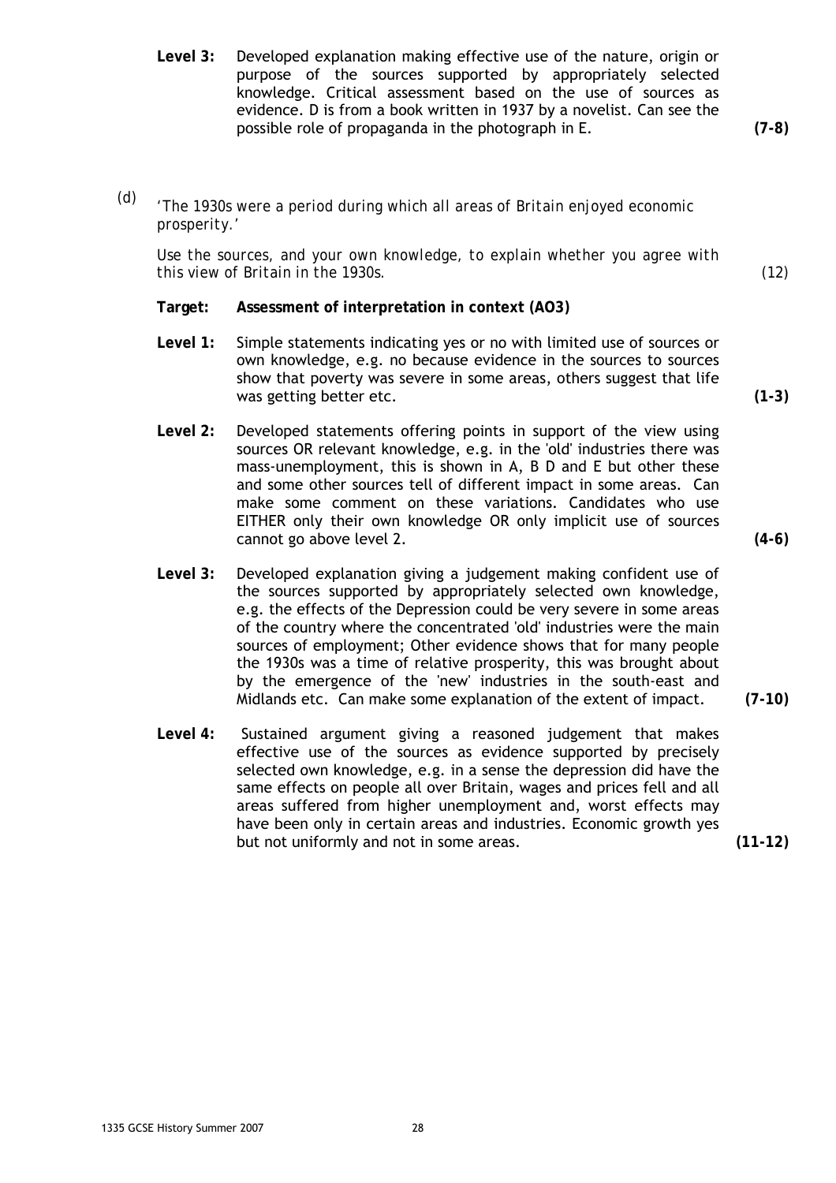**Level 3:** Developed explanation making effective use of the nature, origin or purpose of the sources supported by appropriately selected knowledge. Critical assessment based on the use of sources as evidence. D is from a book written in 1937 by a novelist. Can see the possible role of propaganda in the photograph in E. **(7-8)**

(d) *'The 1930s were a period during which all areas of Britain enjoyed economic prosperity.'*

*Use the sources, and your own knowledge, to explain whether you agree with this view of Britain in the 1930s.* (12)

**Target: Assessment of interpretation in context (AO3)**

**Level 1:** Simple statements indicating yes or no with limited use of sources or own knowledge, e.g. no because evidence in the sources to sources show that poverty was severe in some areas, others suggest that life was getting better etc. **(1-3)**

**Level 2:** Developed statements offering points in support of the view using sources OR relevant knowledge, e.g. in the 'old' industries there was mass-unemployment, this is shown in A, B D and E but other these and some other sources tell of different impact in some areas. Can make some comment on these variations. Candidates who use EITHER only their own knowledge OR only implicit use of sources cannot go above level 2. **(4-6)**

**Level 3:** Developed explanation giving a judgement making confident use of the sources supported by appropriately selected own knowledge, e.g. the effects of the Depression could be very severe in some areas of the country where the concentrated 'old' industries were the main sources of employment; Other evidence shows that for many people the 1930s was a time of relative prosperity, this was brought about by the emergence of the 'new' industries in the south-east and Midlands etc. Can make some explanation of the extent of impact. **(7-10)**

**Level 4:** Sustained argument giving a reasoned judgement that makes effective use of the sources as evidence supported by precisely selected own knowledge, e.g. in a sense the depression did have the same effects on people all over Britain, wages and prices fell and all areas suffered from higher unemployment and, worst effects may have been only in certain areas and industries. Economic growth yes but not uniformly and not in some areas. **(11-12)**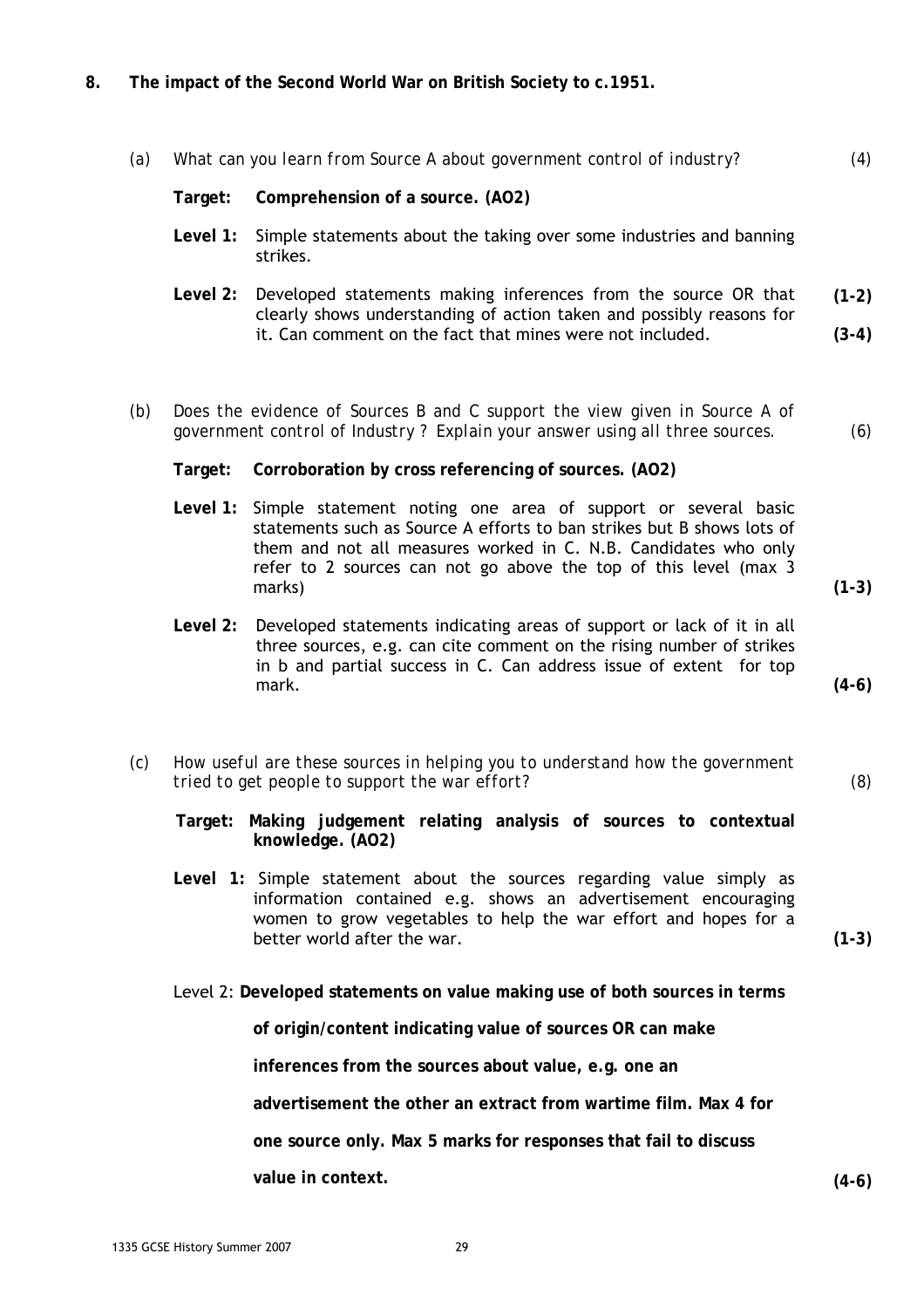**8. The impact of the Second World War on British Society to c.1951.**

(a) *What can you learn from Source A about government control of industry?* (4)

**Target: Comprehension of a source. (AO2)**

**Level 1:** Simple statements about the taking over some industries and banning strikes. **(1-2)**

**Level 2:** Developed statements making inferences from the source OR that clearly shows understanding of action taken and possibly reasons for it. Can comment on the fact that mines were not included. **(3-4)**

(b) *Does the evidence of Sources B and C support the view given in Source A of government control of Industry ? Explain your answer using all three sources.* (6)

**Target: Corroboration by cross referencing of sources. (AO2)**

**Level 1:** Simple statement noting one area of support or several basic statements such as Source A efforts to ban strikes but B shows lots of them and not all measures worked in C. N.B. Candidates who only refer to 2 sources can not go above the top of this level (max 3 marks) **(1-3)**

**Level 2:** Developed statements indicating areas of support or lack of it in all three sources, e.g. can cite comment on the rising number of strikes in b and partial success in C. Can address issue of extent for top mark. **(4-6)**

(c) *How useful are these sources in helping you to understand how the government tried to get people to support the war effort?* (8)

**Target: Making judgement relating analysis of sources to contextual knowledge. (AO2)**

**Level 1:** Simple statement about the sources regarding value simply as information contained e.g. shows an advertisement encouraging women to grow vegetables to help the war effort and hopes for a better world after the war. **(1-3)**

Level 2: **Developed statements on value making use of both sources in terms of origin/content indicating value of sources OR can make inferences from the sources about value, e.g. one an advertisement the other an extract from wartime film. Max 4 for one source only. Max 5 marks for responses that fail to discuss value in context.** **(4-6)**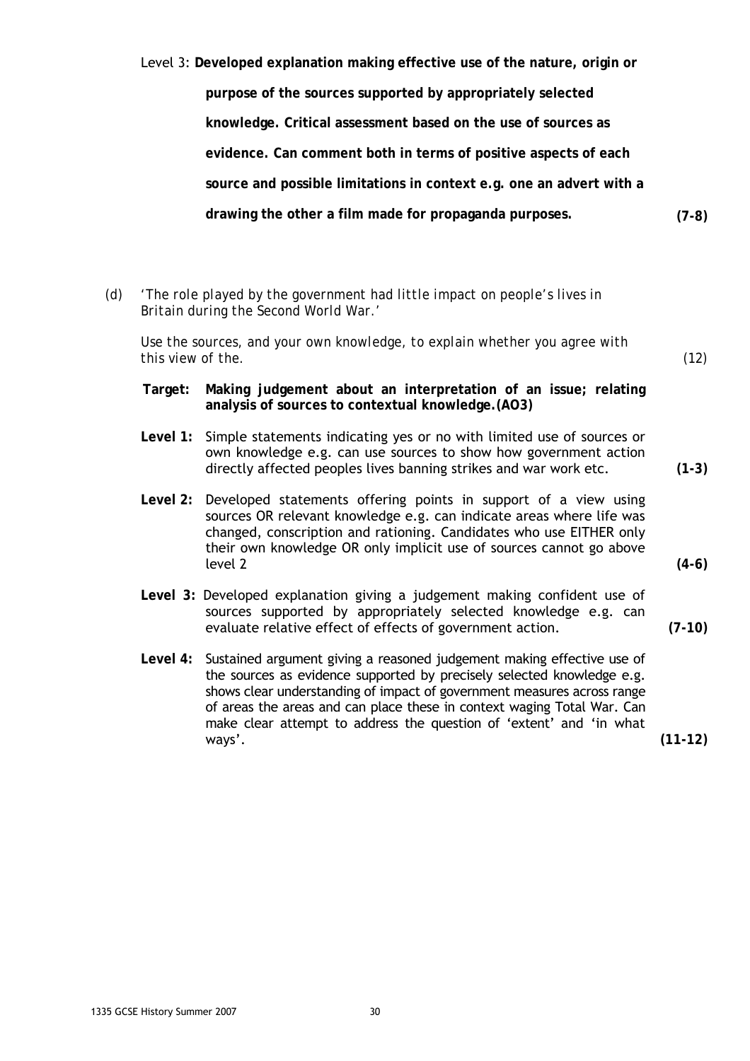Level 3: **Developed explanation making effective use of the nature, origin or purpose of the sources supported by appropriately selected knowledge. Critical assessment based on the use of sources as evidence. Can comment both in terms of positive aspects of each source and possible limitations in context e.g. one an advert with a drawing the other a film made for propaganda purposes.** **(7-8)**

(d) *'The role played by the government had little impact on people's lives in Britain during the Second World War.'*

*Use the sources, and your own knowledge, to explain whether you agree with this view of the.* (12)

**Target: Making judgement about an interpretation of an issue; relating analysis of sources to contextual knowledge.(AO3)**

**Level 1:** Simple statements indicating yes or no with limited use of sources or own knowledge e.g. can use sources to show how government action directly affected peoples lives banning strikes and war work etc. **(1-3)**

**Level 2:** Developed statements offering points in support of a view using sources OR relevant knowledge e.g. can indicate areas where life was changed, conscription and rationing. Candidates who use EITHER only their own knowledge OR only implicit use of sources cannot go above level 2 **(4-6)**

**Level 3:** Developed explanation giving a judgement making confident use of sources supported by appropriately selected knowledge e.g. can evaluate relative effect of effects of government action. **(7-10)**

**Level 4:** Sustained argument giving a reasoned judgement making effective use of the sources as evidence supported by precisely selected knowledge e.g. shows clear understanding of impact of government measures across range of areas the areas and can place these in context waging Total War. Can make clear attempt to address the question of 'extent' and 'in what ways'. **(11-12)**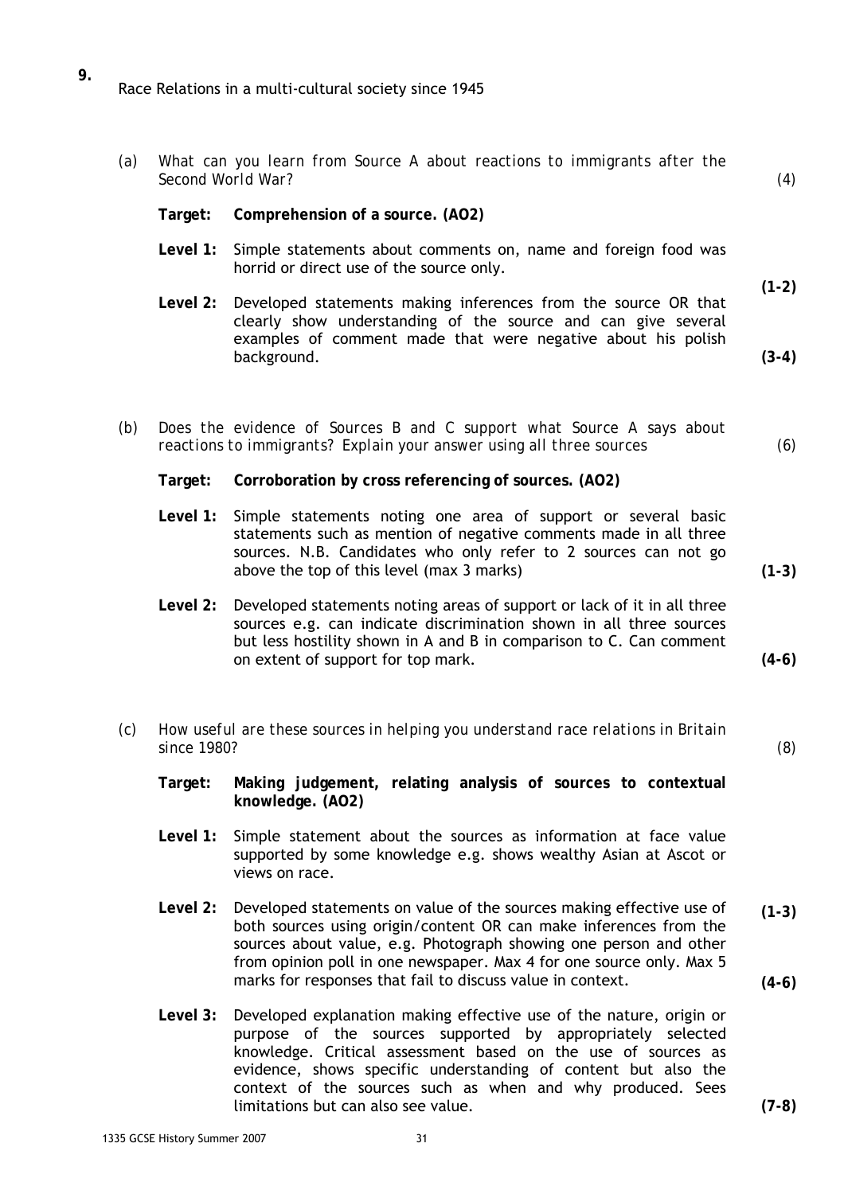**9.** Race Relations in a multi-cultural society since 1945

(a) *What can you learn from Source A about reactions to immigrants after the Second World War?* (4)

**Target: Comprehension of a source. (AO2)**

**Level 1:** Simple statements about comments on, name and foreign food was horrid or direct use of the source only. **(1-2)**

**Level 2:** Developed statements making inferences from the source OR that clearly show understanding of the source and can give several examples of comment made that were negative about his polish background. **(3-4)**

(b) *Does the evidence of Sources B and C support what Source A says about reactions to immigrants? Explain your answer using all three sources* (6)

**Target: Corroboration by cross referencing of sources. (AO2)**

**Level 1:** Simple statements noting one area of support or several basic statements such as mention of negative comments made in all three sources. N.B. Candidates who only refer to 2 sources can not go above the top of this level (max 3 marks) **(1-3)**

**Level 2:** Developed statements noting areas of support or lack of it in all three sources e.g. can indicate discrimination shown in all three sources but less hostility shown in A and B in comparison to C. Can comment on extent of support for top mark. **(4-6)**

(c) *How useful are these sources in helping you understand race relations in Britain since 1980?* (8)

**Target: Making judgement, relating analysis of sources to contextual knowledge. (AO2)**

**Level 1:** Simple statement about the sources as information at face value supported by some knowledge e.g. shows wealthy Asian at Ascot or views on race. **(1-3)**

**Level 2:** Developed statements on value of the sources making effective use of both sources using origin/content OR can make inferences from the sources about value, e.g. Photograph showing one person and other from opinion poll in one newspaper. Max 4 for one source only. Max 5 marks for responses that fail to discuss value in context. **(4-6)**

**Level 3:** Developed explanation making effective use of the nature, origin or purpose of the sources supported by appropriately selected knowledge. Critical assessment based on the use of sources as evidence, shows specific understanding of content but also the context of the sources such as when and why produced. Sees limitations but can also see value. **(7-8)**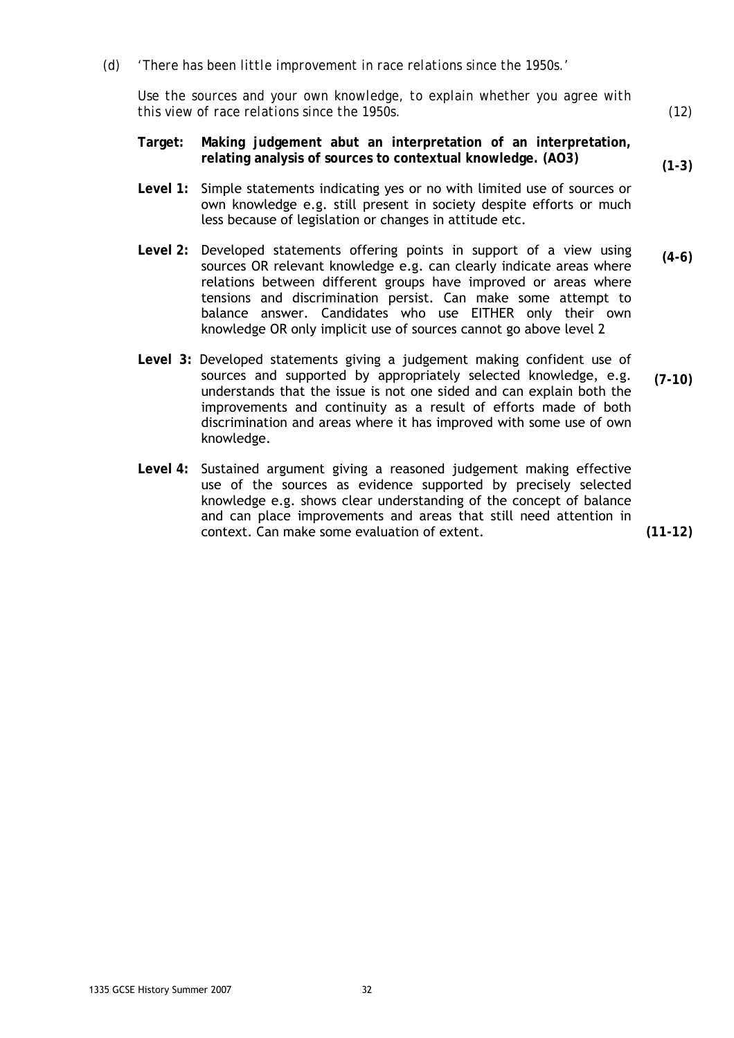(d) *'There has been little improvement in race relations since the 1950s.'*

*Use the sources and your own knowledge, to explain whether you agree with this view of race relations since the 1950s.* (12)

**Target: Making judgement abut an interpretation of an interpretation, relating analysis of sources to contextual knowledge. (AO3)**

**Level 1:** Simple statements indicating yes or no with limited use of sources or own knowledge e.g. still present in society despite efforts or much less because of legislation or changes in attitude etc. **(1-3)**

**Level 2:** Developed statements offering points in support of a view using sources OR relevant knowledge e.g. can clearly indicate areas where relations between different groups have improved or areas where tensions and discrimination persist. Can make some attempt to balance answer. Candidates who use EITHER only their own knowledge OR only implicit use of sources cannot go above level 2 **(4-6)**

**Level 3:** Developed statements giving a judgement making confident use of sources and supported by appropriately selected knowledge, e.g. understands that the issue is not one sided and can explain both the improvements and continuity as a result of efforts made of both discrimination and areas where it has improved with some use of own knowledge. **(7-10)**

**Level 4:** Sustained argument giving a reasoned judgement making effective use of the sources as evidence supported by precisely selected knowledge e.g. shows clear understanding of the concept of balance and can place improvements and areas that still need attention in context. Can make some evaluation of extent. **(11-12)**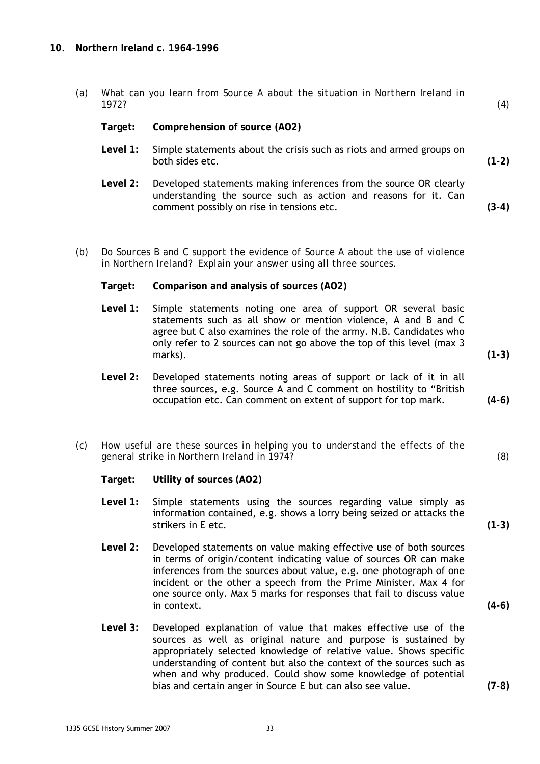## 10. Northern Ireland c. 1964-1996

(a) *What can you learn from Source A about the situation in Northern Ireland in 1972?* (4)

**Target:** **Comprehension of source (AO2)**

**Level 1:** Simple statements about the crisis such as riots and armed groups on both sides etc. **(1-2)**

**Level 2:** Developed statements making inferences from the source OR clearly understanding the source such as action and reasons for it. Can comment possibly on rise in tensions etc. **(3-4)**

(b) *Do Sources B and C support the evidence of Source A about the use of violence in Northern Ireland? Explain your answer using all three sources.*

**Target:** **Comparison and analysis of sources (AO2)**

**Level 1:** Simple statements noting one area of support OR several basic statements such as all show or mention violence, A and B and C agree but C also examines the role of the army. N.B. Candidates who only refer to 2 sources can not go above the top of this level (max 3 marks). **(1-3)**

**Level 2:** Developed statements noting areas of support or lack of it in all three sources, e.g. Source A and C comment on hostility to "British occupation etc. Can comment on extent of support for top mark. **(4-6)**

(c) *How useful are these sources in helping you to understand the effects of the general strike in Northern Ireland in 1974?* (8)

**Target:** **Utility of sources (AO2)**

**Level 1:** Simple statements using the sources regarding value simply as information contained, e.g. shows a lorry being seized or attacks the strikers in E etc. **(1-3)**

**Level 2:** Developed statements on value making effective use of both sources in terms of origin/content indicating value of sources OR can make inferences from the sources about value, e.g. one photograph of one incident or the other a speech from the Prime Minister. Max 4 for one source only. Max 5 marks for responses that fail to discuss value in context. **(4-6)**

**Level 3:** Developed explanation of value that makes effective use of the sources as well as original nature and purpose is sustained by appropriately selected knowledge of relative value. Shows specific understanding of content but also the context of the sources such as when and why produced. Could show some knowledge of potential bias and certain anger in Source E but can also see value. **(7-8)**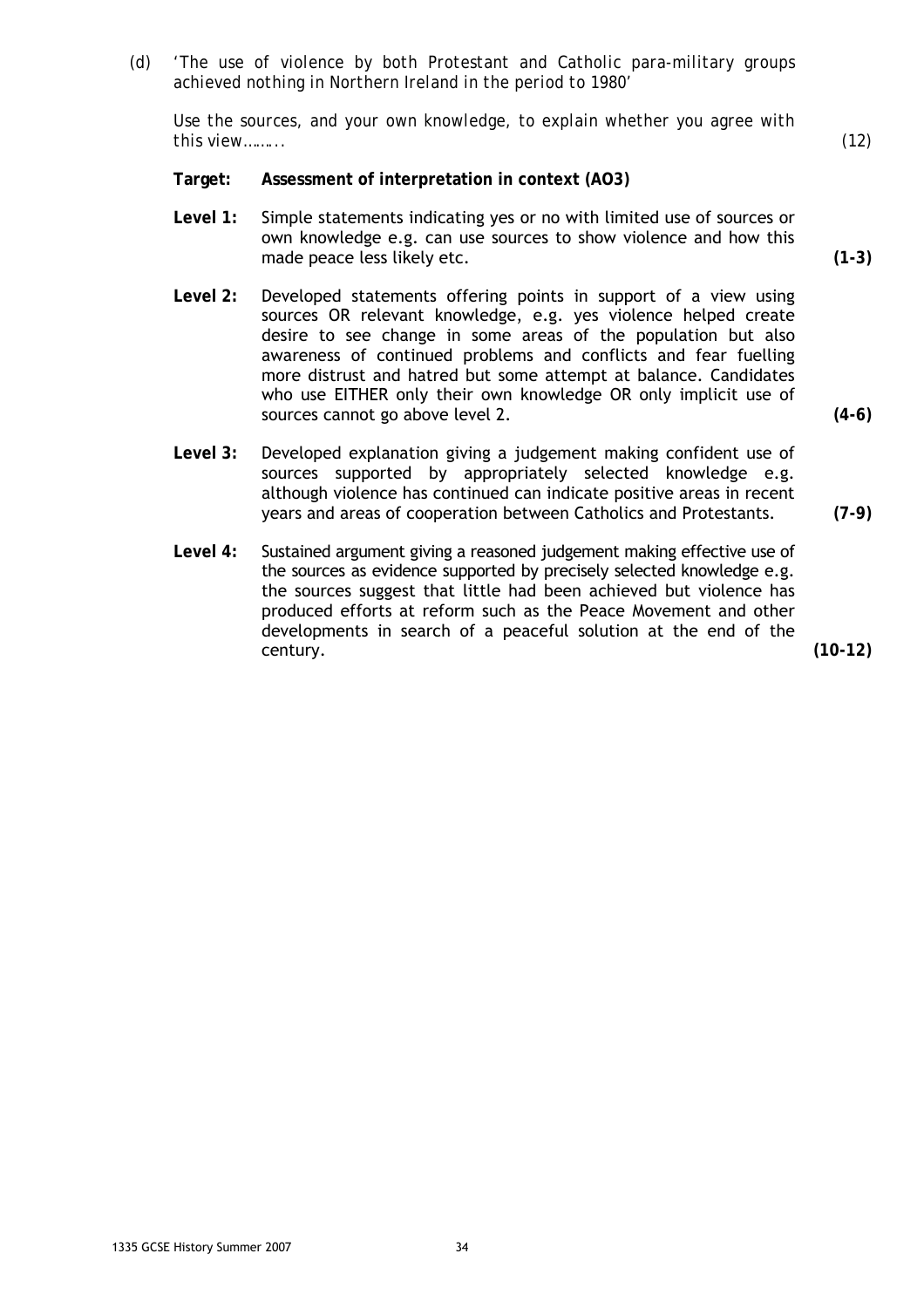(d) *'The use of violence by both Protestant and Catholic para-military groups achieved nothing in Northern Ireland in the period to 1980'*

*Use the sources, and your own knowledge, to explain whether you agree with this view………* (12)

**Target: Assessment of interpretation in context (AO3)**

**Level 1:** Simple statements indicating yes or no with limited use of sources or own knowledge e.g. can use sources to show violence and how this made peace less likely etc. **(1-3)**

**Level 2:** Developed statements offering points in support of a view using sources OR relevant knowledge, e.g. yes violence helped create desire to see change in some areas of the population but also awareness of continued problems and conflicts and fear fuelling more distrust and hatred but some attempt at balance. Candidates who use EITHER only their own knowledge OR only implicit use of sources cannot go above level 2. **(4-6)**

**Level 3:** Developed explanation giving a judgement making confident use of sources supported by appropriately selected knowledge e.g. although violence has continued can indicate positive areas in recent years and areas of cooperation between Catholics and Protestants. **(7-9)**

**Level 4:** Sustained argument giving a reasoned judgement making effective use of the sources as evidence supported by precisely selected knowledge e.g. the sources suggest that little had been achieved but violence has produced efforts at reform such as the Peace Movement and other developments in search of a peaceful solution at the end of the century. **(10-12)**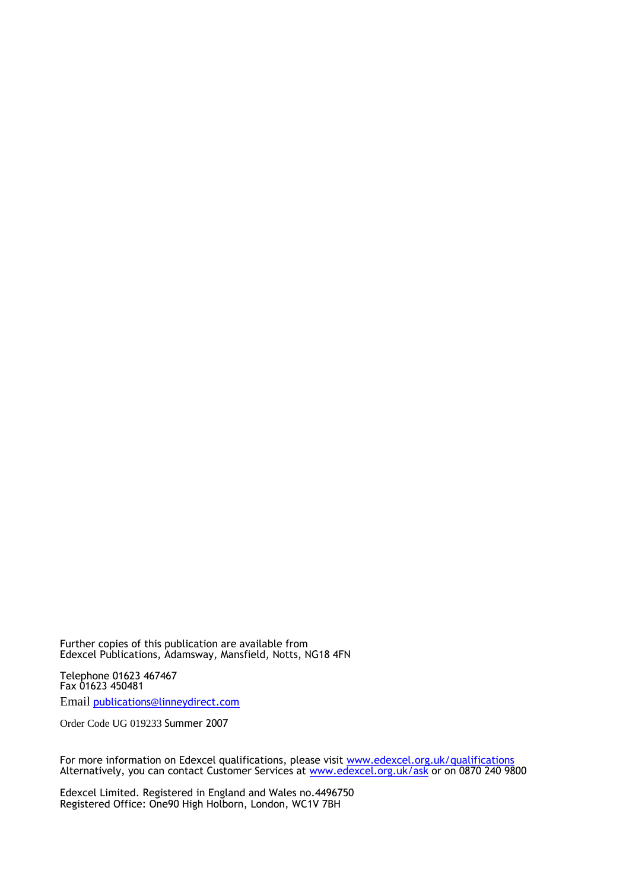Further copies of this publication are available from
Edexcel Publications, Adamsway, Mansfield, Notts, NG18 4FN

Telephone 01623 467467
Fax 01623 450481
Email publications@linneydirect.com

Order Code UG 019233 Summer 2007

For more information on Edexcel qualifications, please visit www.edexcel.org.uk/qualifications
Alternatively, you can contact Customer Services at www.edexcel.org.uk/ask or on 0870 240 9800

Edexcel Limited. Registered in England and Wales no.4496750
Registered Office: One90 High Holborn, London, WC1V 7BH